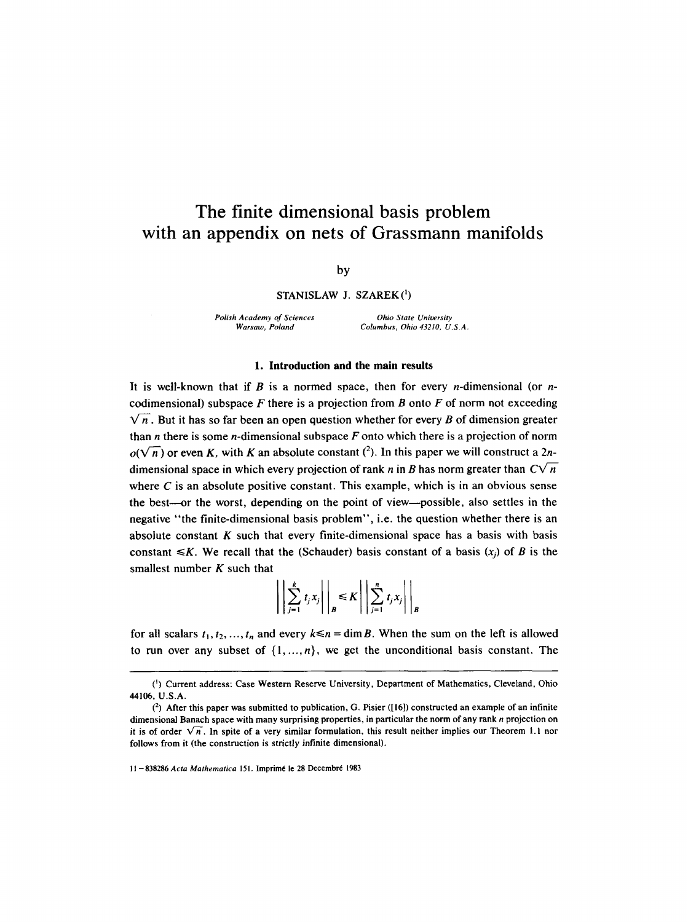# The finite dimensional basis problem with an appendix on nets of Grassmann manifolds

by

STANISLAW J. SZAREK[1]

*Polish Academy of Sciences*
*Warsaw, Poland*

*Ohio State University*
*Columbus, Ohio 43210, U.S.A.*

## 1. Introduction and the main results

It is well-known that if $B$ is a normed space, then for every $n$-dimensional (or $n$-codimensional) subspace $F$ there is a projection from $B$ onto $F$ of norm not exceeding $\sqrt{n}$. But it has so far been an open question whether for every $B$ of dimension greater than $n$ there is some $n$-dimensional subspace $F$ onto which there is a projection of norm $o(\sqrt{n})$ or even $K$, with $K$ an absolute constant [2]. In this paper we will construct a $2n$-dimensional space in which every projection of rank $n$ in $B$ has norm greater than $C\sqrt{n}$ where $C$ is an absolute positive constant. This example, which is in an obvious sense the best—or the worst, depending on the point of view—possible, also settles in the negative "the finite-dimensional basis problem", i.e. the question whether there is an absolute constant $K$ such that every finite-dimensional space has a basis with basis constant $\leq K$. We recall that the (Schauder) basis constant of a basis $(x_j)$ of $B$ is the smallest number $K$ such that

$$\left\| \sum_{j=1}^{k} t_j x_j \right\|_B \leq K \left\| \sum_{j=1}^{n} t_j x_j \right\|_B$$

for all scalars $t_1, t_2, \ldots, t_n$ and every $k \leq n = \dim B$. When the sum on the left is allowed to run over any subset of $\{1, \ldots, n\}$, we get the unconditional basis constant. The

---

[1] Current address: Case Western Reserve University, Department of Mathematics, Cleveland, Ohio 44106, U.S.A.

[2] After this paper was submitted to publication, G. Pisier ([16]) constructed an example of an infinite dimensional Banach space with many surprising properties, in particular the norm of any rank $n$ projection on it is of order $\sqrt{n}$. In spite of a very similar formulation, this result neither implies our Theorem 1.1 nor follows from it (the construction is strictly infinite dimensional).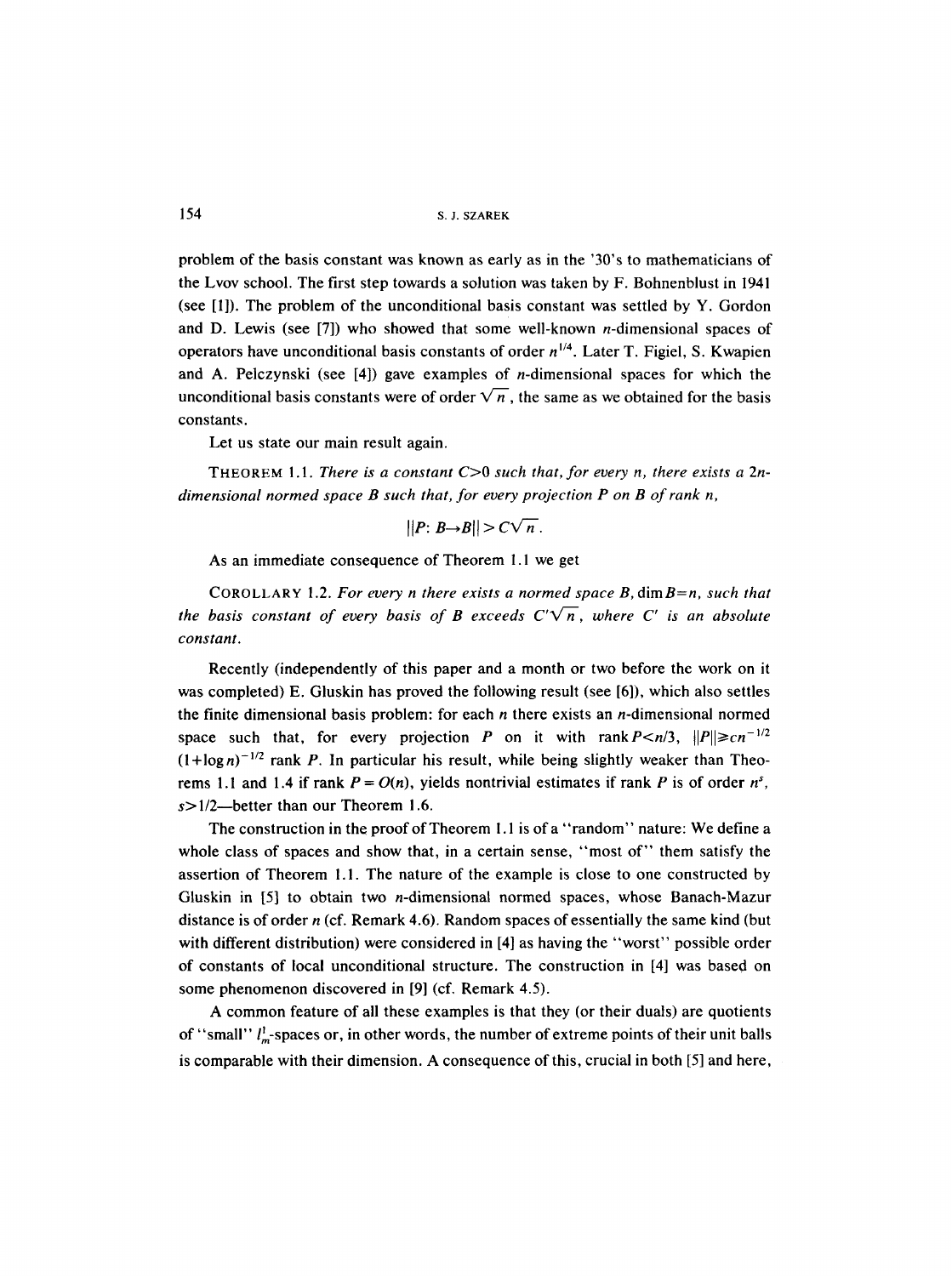problem of the basis constant was known as early as in the '30's to mathematicians of the Lvov school. The first step towards a solution was taken by F. Bohnenblust in 1941 (see [1]). The problem of the unconditional basis constant was settled by Y. Gordon and D. Lewis (see [7]) who showed that some well-known $n$-dimensional spaces of operators have unconditional basis constants of order $n^{1/4}$. Later T. Figiel, S. Kwapien and A. Pelczynski (see [4]) gave examples of $n$-dimensional spaces for which the unconditional basis constants were of order $\sqrt{n}$, the same as we obtained for the basis constants.

Let us state our main result again.

THEOREM 1.1. *There is a constant $C>0$ such that, for every $n$, there exists a $2n$-dimensional normed space $B$ such that, for every projection $P$ on $B$ of rank $n$,*

$$\|P: B \to B\| > C\sqrt{n}.$$

As an immediate consequence of Theorem 1.1 we get

COROLLARY 1.2. *For every $n$ there exists a normed space $B$, $\dim B = n$, such that the basis constant of every basis of $B$ exceeds $C'\sqrt{n}$, where $C'$ is an absolute constant.*

Recently (independently of this paper and a month or two before the work on it was completed) E. Gluskin has proved the following result (see [6]), which also settles the finite dimensional basis problem: for each $n$ there exists an $n$-dimensional normed space such that, for every projection $P$ on it with $\operatorname{rank} P < n/3$, $\|P\| \geq cn^{-1/2}(1+\log n)^{-1/2} \operatorname{rank} P$. In particular his result, while being slightly weaker than Theorems 1.1 and 1.4 if $\operatorname{rank} P = O(n)$, yields nontrivial estimates if rank $P$ is of order $n^s$, $s > 1/2$—better than our Theorem 1.6.

The construction in the proof of Theorem 1.1 is of a "random" nature: We define a whole class of spaces and show that, in a certain sense, "most of" them satisfy the assertion of Theorem 1.1. The nature of the example is close to one constructed by Gluskin in [5] to obtain two $n$-dimensional normed spaces, whose Banach-Mazur distance is of order $n$ (cf. Remark 4.6). Random spaces of essentially the same kind (but with different distribution) were considered in [4] as having the "worst" possible order of constants of local unconditional structure. The construction in [4] was based on some phenomenon discovered in [9] (cf. Remark 4.5).

A common feature of all these examples is that they (or their duals) are quotients of "small" $l_m^1$-spaces or, in other words, the number of extreme points of their unit balls is comparable with their dimension. A consequence of this, crucial in both [5] and here,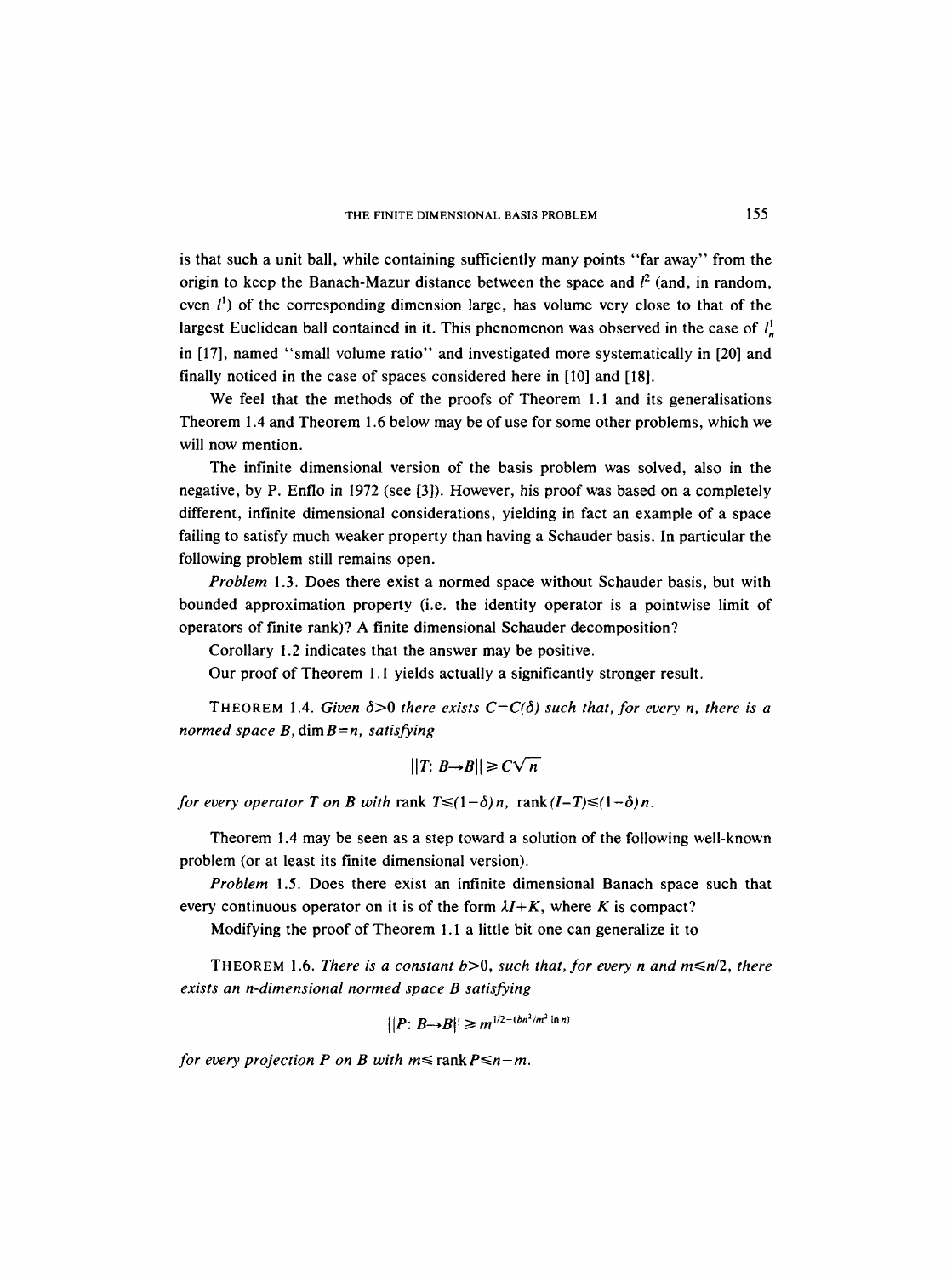is that such a unit ball, while containing sufficiently many points "far away" from the origin to keep the Banach-Mazur distance between the space and $l^2$ (and, in random, even $l^1$) of the corresponding dimension large, has volume very close to that of the largest Euclidean ball contained in it. This phenomenon was observed in the case of $l_n^1$ in [17], named "small volume ratio" and investigated more systematically in [20] and finally noticed in the case of spaces considered here in [10] and [18].

We feel that the methods of the proofs of Theorem 1.1 and its generalisations Theorem 1.4 and Theorem 1.6 below may be of use for some other problems, which we will now mention.

The infinite dimensional version of the basis problem was solved, also in the negative, by P. Enflo in 1972 (see [3]). However, his proof was based on a completely different, infinite dimensional considerations, yielding in fact an example of a space failing to satisfy much weaker property than having a Schauder basis. In particular the following problem still remains open.

*Problem* 1.3. Does there exist a normed space without Schauder basis, but with bounded approximation property (i.e. the identity operator is a pointwise limit of operators of finite rank)? A finite dimensional Schauder decomposition?

Corollary 1.2 indicates that the answer may be positive.

Our proof of Theorem 1.1 yields actually a significantly stronger result.

THEOREM 1.4. *Given $\delta>0$ there exists $C=C(\delta)$ such that, for every $n$, there is a normed space $B$, $\dim B=n$, satisfying*

$$\|T\colon B\to B\|\geq C\sqrt{n}$$

*for every operator $T$ on $B$ with* $\operatorname{rank} T\leq(1-\delta)n$, $\operatorname{rank}(I-T)\leq(1-\delta)n$.

Theorem 1.4 may be seen as a step toward a solution of the following well-known problem (or at least its finite dimensional version).

*Problem* 1.5. Does there exist an infinite dimensional Banach space such that every continuous operator on it is of the form $\lambda I+K$, where $K$ is compact?

Modifying the proof of Theorem 1.1 a little bit one can generalize it to

THEOREM 1.6. *There is a constant $b>0$, such that, for every $n$ and $m\leq n/2$, there exists an $n$-dimensional normed space $B$ satisfying*

$$\|P\colon B\to B\|\geq m^{1/2-(bn^2/m^2\ln n)}$$

*for every projection $P$ on $B$ with* $m\leq\operatorname{rank}P\leq n-m$.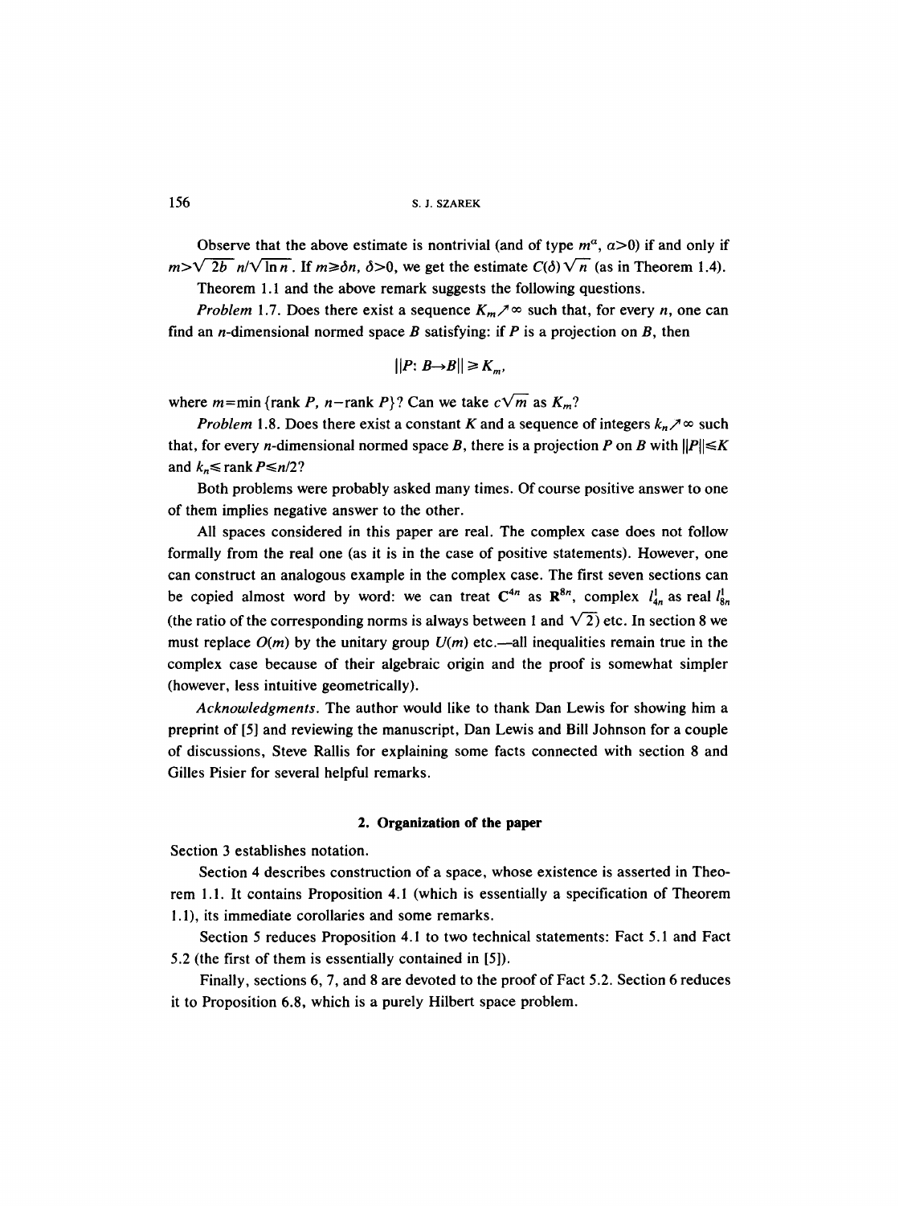Observe that the above estimate is nontrivial (and of type $m^\alpha$, $\alpha>0$) if and only if $m>\sqrt{2b}\; n/\sqrt{\ln n}$. If $m\geq\delta n$, $\delta>0$, we get the estimate $C(\delta)\sqrt{n}$ (as in Theorem 1.4).

Theorem 1.1 and the above remark suggests the following questions.

*Problem* 1.7. Does there exist a sequence $K_m \nearrow \infty$ such that, for every $n$, one can find an $n$-dimensional normed space $B$ satisfying: if $P$ is a projection on $B$, then

$$\|P: B \to B\| \geq K_m,$$

where $m=\min\{\text{rank } P,\ n-\text{rank } P\}$? Can we take $c\sqrt{m}$ as $K_m$?

*Problem* 1.8. Does there exist a constant $K$ and a sequence of integers $k_n \nearrow \infty$ such that, for every $n$-dimensional normed space $B$, there is a projection $P$ on $B$ with $\|P\|\leq K$ and $k_n \leq \text{rank } P \leq n/2$?

Both problems were probably asked many times. Of course positive answer to one of them implies negative answer to the other.

All spaces considered in this paper are real. The complex case does not follow formally from the real one (as it is in the case of positive statements). However, one can construct an analogous example in the complex case. The first seven sections can be copied almost word by word: we can treat $\mathbf{C}^{4n}$ as $\mathbf{R}^{8n}$, complex $l^1_{4n}$ as real $l^1_{8n}$ (the ratio of the corresponding norms is always between 1 and $\sqrt{2}$) etc. In section 8 we must replace $O(m)$ by the unitary group $U(m)$ etc.—all inequalities remain true in the complex case because of their algebraic origin and the proof is somewhat simpler (however, less intuitive geometrically).

*Acknowledgments.* The author would like to thank Dan Lewis for showing him a preprint of [5] and reviewing the manuscript, Dan Lewis and Bill Johnson for a couple of discussions, Steve Rallis for explaining some facts connected with section 8 and Gilles Pisier for several helpful remarks.

## 2. Organization of the paper

Section 3 establishes notation.

Section 4 describes construction of a space, whose existence is asserted in Theorem 1.1. It contains Proposition 4.1 (which is essentially a specification of Theorem 1.1), its immediate corollaries and some remarks.

Section 5 reduces Proposition 4.1 to two technical statements: Fact 5.1 and Fact 5.2 (the first of them is essentially contained in [5]).

Finally, sections 6, 7, and 8 are devoted to the proof of Fact 5.2. Section 6 reduces it to Proposition 6.8, which is a purely Hilbert space problem.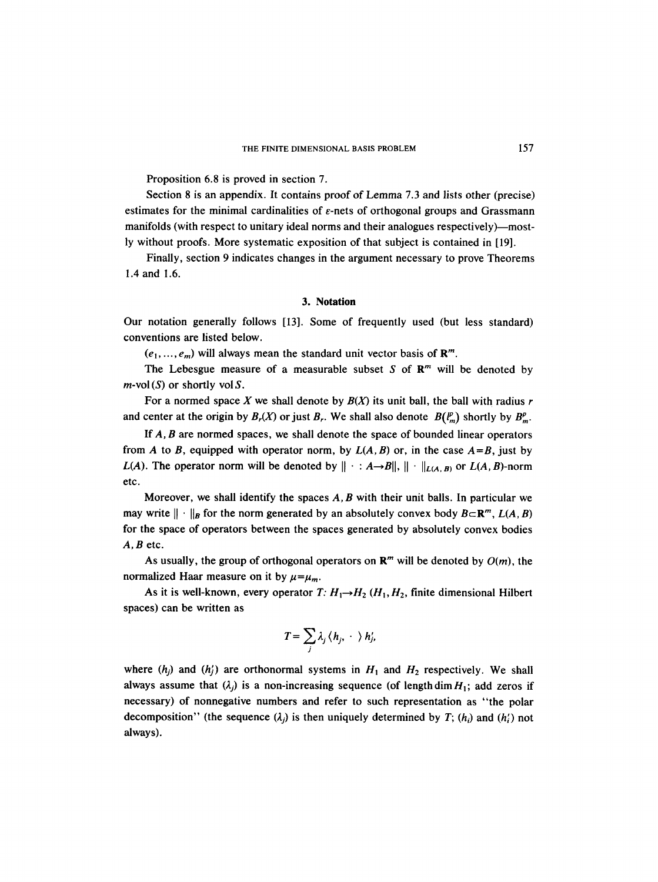Proposition 6.8 is proved in section 7.

Section 8 is an appendix. It contains proof of Lemma 7.3 and lists other (precise) estimates for the minimal cardinalities of $\varepsilon$-nets of orthogonal groups and Grassmann manifolds (with respect to unitary ideal norms and their analogues respectively)—mostly without proofs. More systematic exposition of that subject is contained in [19].

Finally, section 9 indicates changes in the argument necessary to prove Theorems 1.4 and 1.6.

## 3. Notation

Our notation generally follows [13]. Some of frequently used (but less standard) conventions are listed below.

$(e_1, \ldots, e_m)$ will always mean the standard unit vector basis of $\mathbf{R}^m$.

The Lebesgue measure of a measurable subset $S$ of $\mathbf{R}^m$ will be denoted by $m$-vol$(S)$ or shortly vol$S$.

For a normed space $X$ we shall denote by $B(X)$ its unit ball, the ball with radius $r$ and center at the origin by $B_r(X)$ or just $B_r$. We shall also denote $B(l^p_m)$ shortly by $B^p_m$.

If $A, B$ are normed spaces, we shall denote the space of bounded linear operators from $A$ to $B$, equipped with operator norm, by $L(A, B)$ or, in the case $A=B$, just by $L(A)$. The operator norm will be denoted by $\| \cdot : A \to B\|$, $\| \cdot \|_{L(A,B)}$ or $L(A, B)$-norm etc.

Moreover, we shall identify the spaces $A, B$ with their unit balls. In particular we may write $\| \cdot \|_B$ for the norm generated by an absolutely convex body $B \subset \mathbf{R}^m$, $L(A, B)$ for the space of operators between the spaces generated by absolutely convex bodies $A, B$ etc.

As usually, the group of orthogonal operators on $\mathbf{R}^m$ will be denoted by $O(m)$, the normalized Haar measure on it by $\mu = \mu_m$.

As it is well-known, every operator $T: H_1 \to H_2$ ($H_1, H_2$, finite dimensional Hilbert spaces) can be written as

$$T = \sum_j \lambda_j \langle h_j, \cdot \rangle h'_j,$$

where $(h_j)$ and $(h'_j)$ are orthonormal systems in $H_1$ and $H_2$ respectively. We shall always assume that $(\lambda_j)$ is a non-increasing sequence (of length $\dim H_1$; add zeros if necessary) of nonnegative numbers and refer to such representation as "the polar decomposition" (the sequence $(\lambda_j)$ is then uniquely determined by $T$; $(h_i)$ and $(h'_i)$ not always).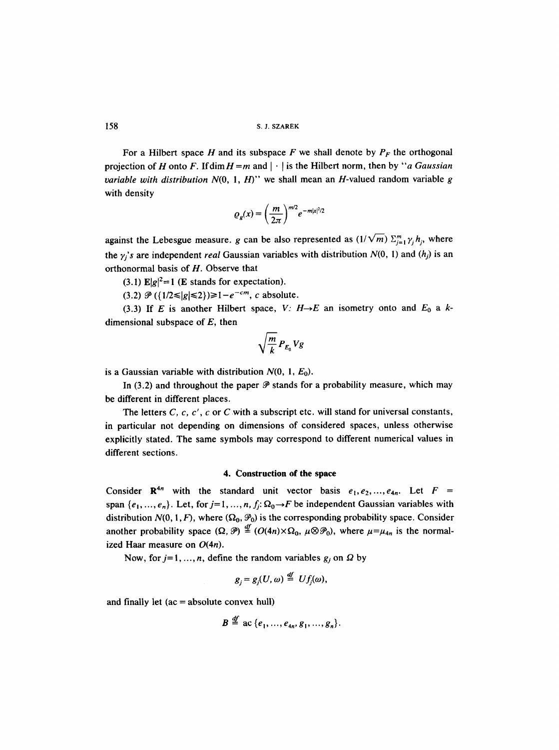For a Hilbert space $H$ and its subspace $F$ we shall denote by $P_F$ the orthogonal projection of $H$ onto $F$. If $\dim H = m$ and $|\cdot|$ is the Hilbert norm, then by "*a Gaussian variable with distribution* $N(0, 1, H)$" we shall mean an $H$-valued random variable $g$ with density

$$\varrho_g(x) = \left(\frac{m}{2\pi}\right)^{m/2} e^{-m|x|^2/2}$$

against the Lebesgue measure. $g$ can be also represented as $(1/\sqrt{m}) \sum_{j=1}^m \gamma_j h_j$, where the $\gamma_j$'s are independent *real* Gaussian variables with distribution $N(0, 1)$ and $(h_j)$ is an orthonormal basis of $H$. Observe that

(3.1) $\mathbf{E}|g|^2 = 1$ ($\mathbf{E}$ stands for expectation).

(3.2) $\mathcal{P}(\{1/2 \leq |g| \leq 2\}) \geq 1 - e^{-cm}$, $c$ absolute.

(3.3) If $E$ is another Hilbert space, $V: H \to E$ an isometry onto and $E_0$ a $k$-dimensional subspace of $E$, then

$$\sqrt{\frac{m}{k}}\, P_{E_0} V g$$

is a Gaussian variable with distribution $N(0, 1, E_0)$.

In (3.2) and throughout the paper $\mathcal{P}$ stands for a probability measure, which may be different in different places.

The letters $C$, $c$, $c'$, $c$ or $C$ with a subscript etc. will stand for universal constants, in particular not depending on dimensions of considered spaces, unless otherwise explicitly stated. The same symbols may correspond to different numerical values in different sections.

## 4. Construction of the space

Consider $\mathbf{R}^{4n}$ with the standard unit vector basis $e_1, e_2, \ldots, e_{4n}$. Let $F = \operatorname{span}\{e_1, \ldots, e_n\}$. Let, for $j = 1, \ldots, n$, $f_j: \Omega_0 \to F$ be independent Gaussian variables with distribution $N(0, 1, F)$, where $(\Omega_0, \mathcal{P}_0)$ is the corresponding probability space. Consider another probability space $(\Omega, \mathcal{P}) \overset{df}{=} (O(4n) \times \Omega_0, \mu \otimes \mathcal{P}_0)$, where $\mu = \mu_{4n}$ is the normalized Haar measure on $O(4n)$.

Now, for $j = 1, \ldots, n$, define the random variables $g_j$ on $\Omega$ by

$$g_j = g_j(U, \omega) \overset{df}{=} U f_j(\omega),$$

and finally let (ac = absolute convex hull)

$$B \overset{df}{=} \operatorname{ac}\{e_1, \ldots, e_{4n}, g_1, \ldots, g_n\}.$$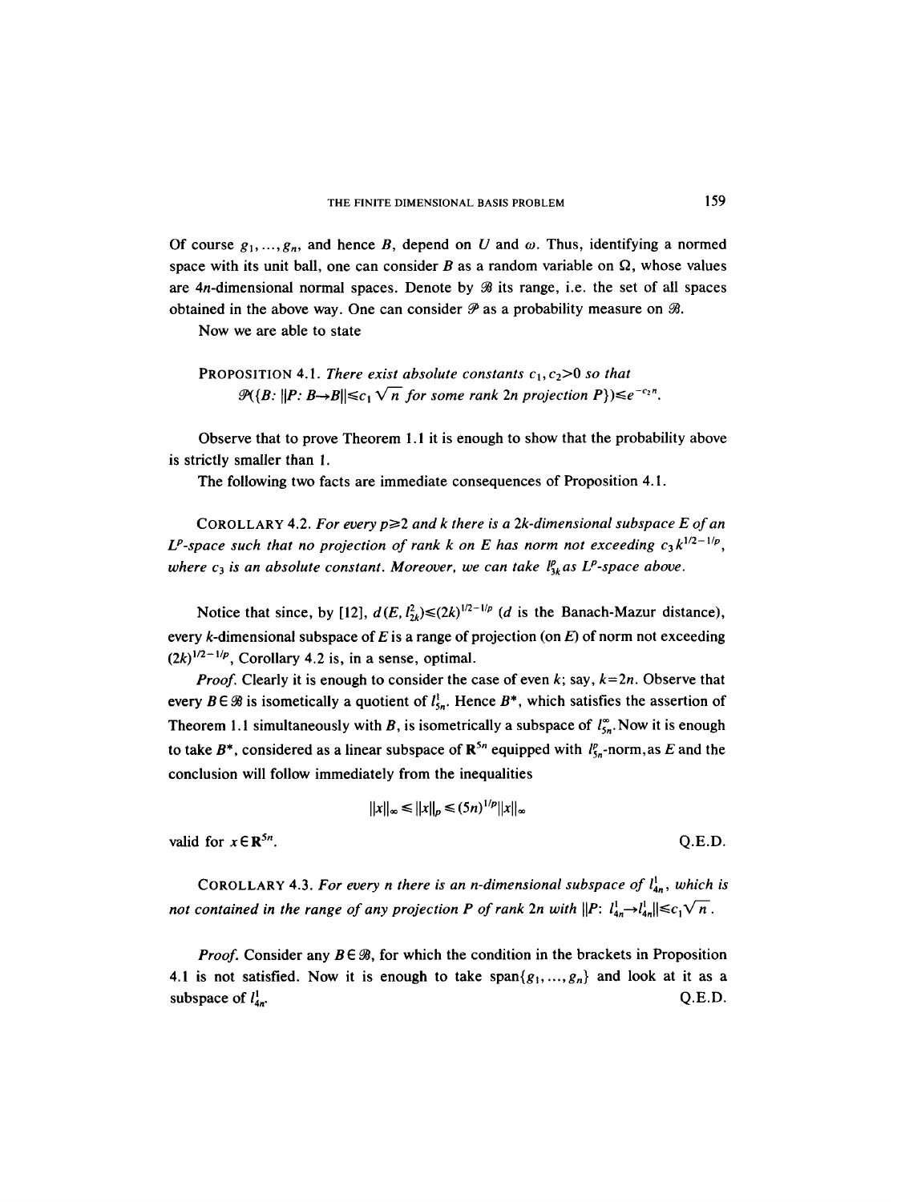Of course $g_1, \ldots, g_n$, and hence $B$, depend on $U$ and $\omega$. Thus, identifying a normed space with its unit ball, one can consider $B$ as a random variable on $\Omega$, whose values are $4n$-dimensional normal spaces. Denote by $\mathcal{B}$ its range, i.e. the set of all spaces obtained in the above way. One can consider $\mathcal{P}$ as a probability measure on $\mathcal{B}$.

Now we are able to state

PROPOSITION 4.1. *There exist absolute constants $c_1, c_2 > 0$ so that*
$$\mathcal{P}(\{B: \|P: B \to B\| \le c_1 \sqrt{n} \text{ for some rank } 2n \text{ projection } P\}) \le e^{-c_2 n}.$$

Observe that to prove Theorem 1.1 it is enough to show that the probability above is strictly smaller than 1.

The following two facts are immediate consequences of Proposition 4.1.

COROLLARY 4.2. *For every $p \ge 2$ and $k$ there is a $2k$-dimensional subspace $E$ of an $L^p$-space such that no projection of rank $k$ on $E$ has norm not exceeding $c_3 k^{1/2-1/p}$, where $c_3$ is an absolute constant. Moreover, we can take $l^p_{3k}$ as $L^p$-space above.*

Notice that since, by [12], $d(E, l^2_{2k}) \le (2k)^{1/2-1/p}$ ($d$ is the Banach-Mazur distance), every $k$-dimensional subspace of $E$ is a range of projection (on $E$) of norm not exceeding $(2k)^{1/2-1/p}$, Corollary 4.2 is, in a sense, optimal.

*Proof.* Clearly it is enough to consider the case of even $k$; say, $k = 2n$. Observe that every $B \in \mathcal{B}$ is isometically a quotient of $l^1_{5n}$. Hence $B^*$, which satisfies the assertion of Theorem 1.1 simultaneously with $B$, is isometrically a subspace of $l^\infty_{5n}$. Now it is enough to take $B^*$, considered as a linear subspace of $\mathbf{R}^{5n}$ equipped with $l^p_{5n}$-norm, as $E$ and the conclusion will follow immediately from the inequalities

$$\|x\|_\infty \le \|x\|_p \le (5n)^{1/p} \|x\|_\infty$$

valid for $x \in \mathbf{R}^{5n}$. Q.E.D.

COROLLARY 4.3. *For every $n$ there is an $n$-dimensional subspace of $l^1_{4n}$, which is not contained in the range of any projection $P$ of rank $2n$ with $\|P: l^1_{4n} \to l^1_{4n}\| \le c_1 \sqrt{n}$.*

*Proof.* Consider any $B \in \mathcal{B}$, for which the condition in the brackets in Proposition 4.1 is not satisfied. Now it is enough to take $\operatorname{span}\{g_1, \ldots, g_n\}$ and look at it as a subspace of $l^1_{4n}$. Q.E.D.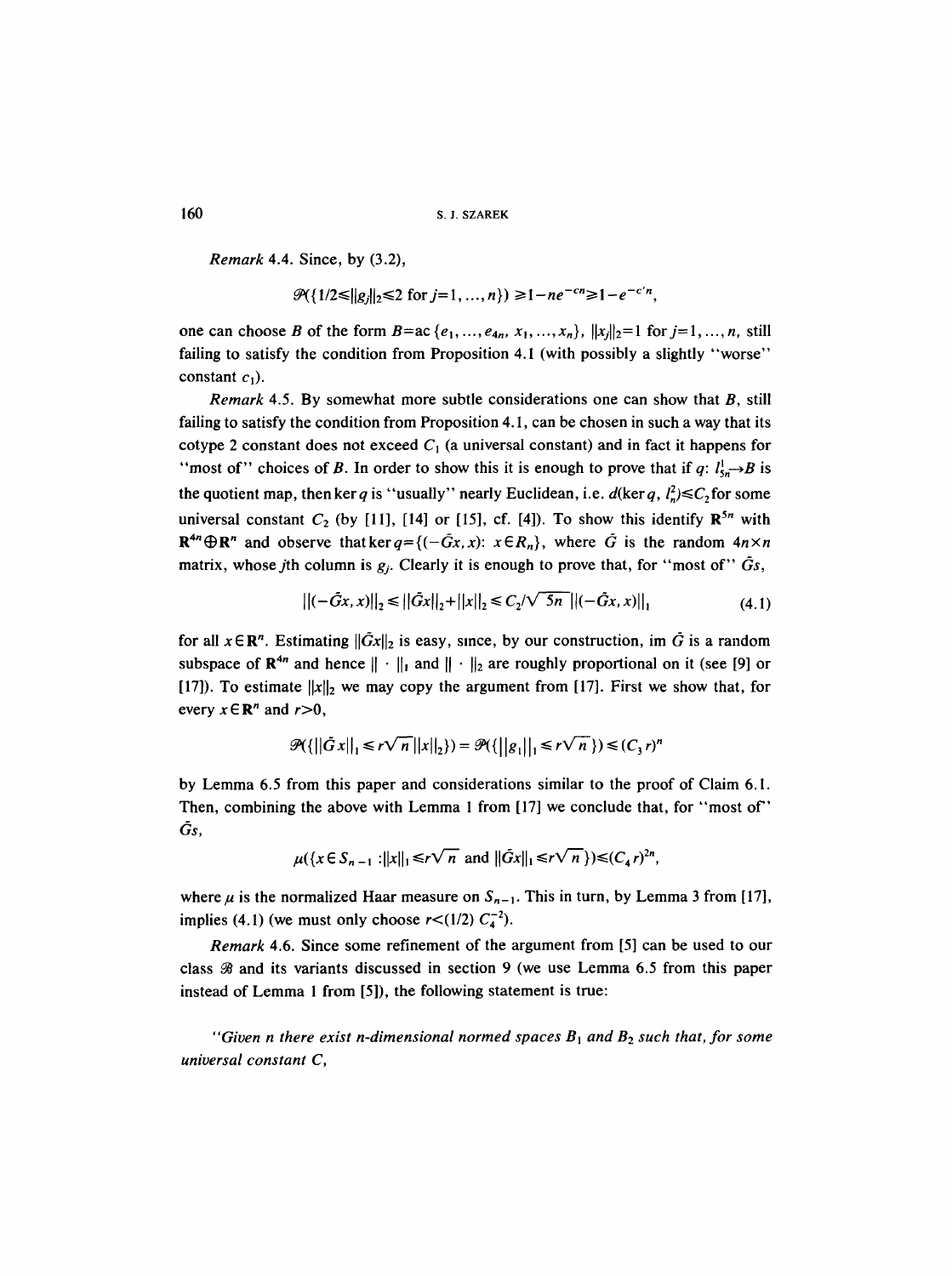*Remark* 4.4. Since, by (3.2),

$$\mathcal{P}(\{1/2 \leq \|g_j\|_2 \leq 2 \text{ for } j=1,\ldots,n\}) \geq 1-ne^{-cn} \geq 1-e^{-c'n},$$

one can choose $B$ of the form $B=\mathrm{ac}\{e_1,\ldots,e_{4n}, x_1,\ldots,x_n\}$, $\|x_j\|_2=1$ for $j=1,\ldots,n$, still failing to satisfy the condition from Proposition 4.1 (with possibly a slightly "worse" constant $c_1$).

*Remark* 4.5. By somewhat more subtle considerations one can show that $B$, still failing to satisfy the condition from Proposition 4.1, can be chosen in such a way that its cotype 2 constant does not exceed $C_1$ (a universal constant) and in fact it happens for "most of" choices of $B$. In order to show this it is enough to prove that if $q\colon l_{5n}^1 \to B$ is the quotient map, then $\ker q$ is "usually" nearly Euclidean, i.e. $d(\ker q, l_n^2) \leq C_2$ for some universal constant $C_2$ (by [11], [14] or [15], cf. [4]). To show this identify $\mathbf{R}^{5n}$ with $\mathbf{R}^{4n} \oplus \mathbf{R}^n$ and observe that $\ker q = \{(-\tilde{G}x, x)\colon x \in R_n\}$, where $\tilde{G}$ is the random $4n \times n$ matrix, whose $j$th column is $g_j$. Clearly it is enough to prove that, for "most of" $\tilde{G}$s,

$$\|(-\tilde{G}x, x)\|_2 \leq \|\tilde{G}x\|_2 + \|x\|_2 \leq C_2/\sqrt{5n}\, \|(-\tilde{G}x, x)\|_1 \tag{4.1}$$

for all $x \in \mathbf{R}^n$. Estimating $\|\tilde{G}x\|_2$ is easy, since, by our construction, $\operatorname{im} \tilde{G}$ is a random subspace of $\mathbf{R}^{4n}$ and hence $\|\cdot\|_1$ and $\|\cdot\|_2$ are roughly proportional on it (see [9] or [17]). To estimate $\|x\|_2$ we may copy the argument from [17]. First we show that, for every $x \in \mathbf{R}^n$ and $r > 0$,

$$\mathcal{P}(\{\|\tilde{G}x\|_1 \leq r\sqrt{n}\,\|x\|_2\}) = \mathcal{P}(\{\|g_1\|_1 \leq r\sqrt{n}\}) \leq (C_3 r)^n$$

by Lemma 6.5 from this paper and considerations similar to the proof of Claim 6.1. Then, combining the above with Lemma 1 from [17] we conclude that, for "most of" $\tilde{G}$s,

$$\mu(\{x \in S_{n-1}\colon \|x\|_1 \leq r\sqrt{n} \text{ and } \|\tilde{G}x\|_1 \leq r\sqrt{n}\}) \leq (C_4 r)^{2n},$$

where $\mu$ is the normalized Haar measure on $S_{n-1}$. This in turn, by Lemma 3 from [17], implies (4.1) (we must only choose $r < (1/2)\, C_4^{-2}$).

*Remark* 4.6. Since some refinement of the argument from [5] can be used to our class $\mathcal{B}$ and its variants discussed in section 9 (we use Lemma 6.5 from this paper instead of Lemma 1 from [5]), the following statement is true:

*"Given n there exist n-dimensional normed spaces $B_1$ and $B_2$ such that, for some universal constant C,*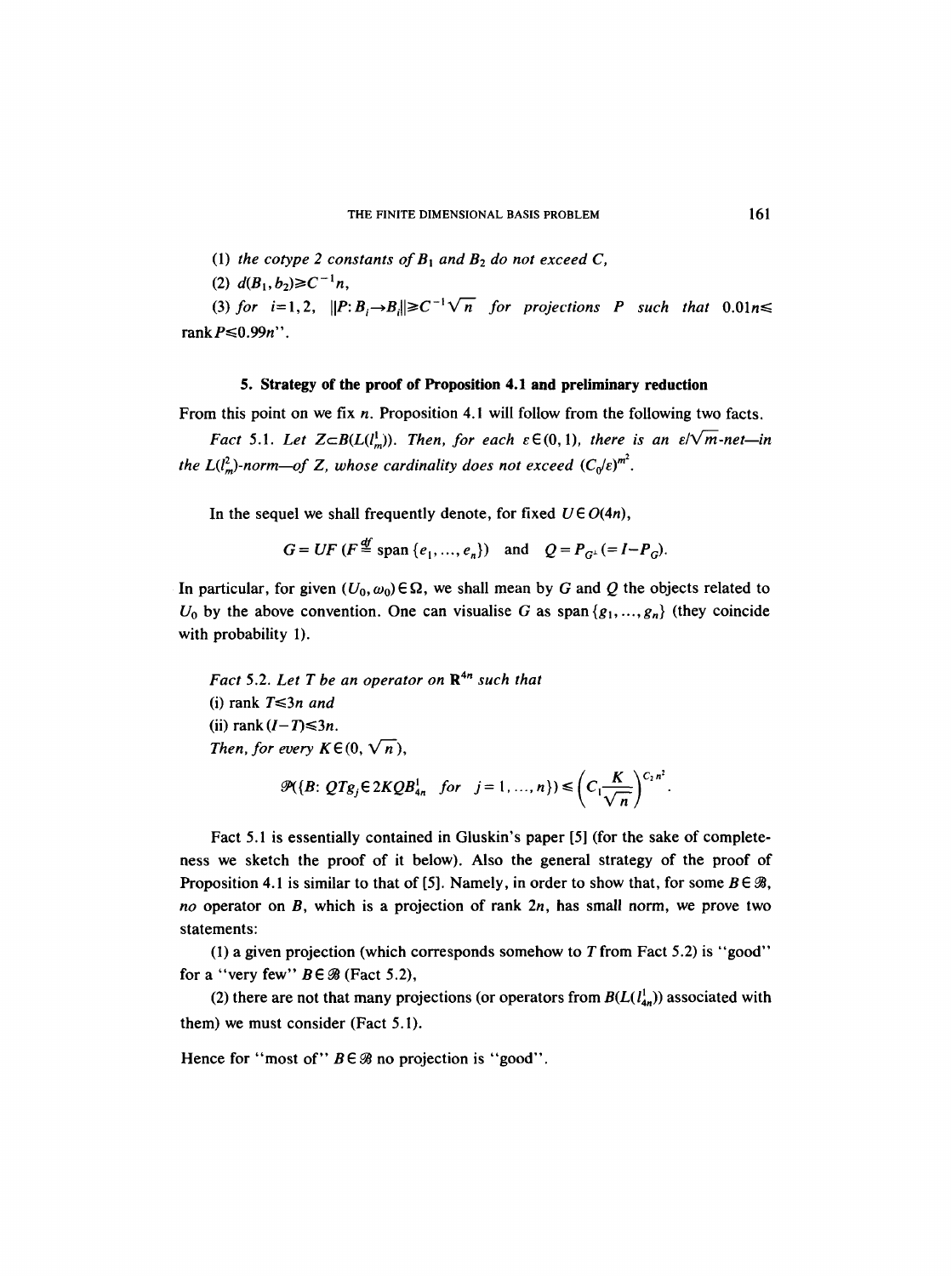(1) *the cotype 2 constants of $B_1$ and $B_2$ do not exceed $C$*,

(2) $d(B_1, b_2) \geq C^{-1}n$,

(3) *for* $i=1,2$, $\|P: B_i \to B_i\| \geq C^{-1}\sqrt{n}$ *for projections $P$ such that* $0.01n \leq \operatorname{rank} P \leq 0.99n$".

### 5. Strategy of the proof of Proposition 4.1 and preliminary reduction

From this point on we fix $n$. Proposition 4.1 will follow from the following two facts.

*Fact* 5.1. *Let $Z \subset B(L(l_m^1))$. Then, for each $\varepsilon \in (0,1)$, there is an $\varepsilon/\sqrt{m}$-net—in the $L(l_m^2)$-norm—of $Z$, whose cardinality does not exceed $(C_0/\varepsilon)^{m^2}$.*

In the sequel we shall frequently denote, for fixed $U \in O(4n)$,

$$G = UF \ (F \stackrel{df}{=} \operatorname{span}\{e_1, \ldots, e_n\}) \quad \text{and} \quad Q = P_{G^\perp} (= I - P_G).$$

In particular, for given $(U_0, \omega_0) \in \Omega$, we shall mean by $G$ and $Q$ the objects related to $U_0$ by the above convention. One can visualise $G$ as $\operatorname{span}\{g_1, \ldots, g_n\}$ (they coincide with probability 1).

*Fact* 5.2. *Let $T$ be an operator on $\mathbf{R}^{4n}$ such that*

(i) $\operatorname{rank} T \leq 3n$ *and*

(ii) $\operatorname{rank}(I-T) \leq 3n$.

*Then, for every $K \in (0, \sqrt{n})$,*

$$\mathscr{P}(\{B: QTg_j \in 2KQB_{4n}^1 \quad \text{for} \quad j=1,\ldots,n\}) \leq \left(C_1 \frac{K}{\sqrt{n}}\right)^{C_2 n^2}.$$

Fact 5.1 is essentially contained in Gluskin's paper [5] (for the sake of completeness we sketch the proof of it below). Also the general strategy of the proof of Proposition 4.1 is similar to that of [5]. Namely, in order to show that, for some $B \in \mathscr{B}$, *no* operator on $B$, which is a projection of rank $2n$, has small norm, we prove two statements:

(1) a given projection (which corresponds somehow to $T$ from Fact 5.2) is "good" for a "very few" $B \in \mathscr{B}$ (Fact 5.2),

(2) there are not that many projections (or operators from $B(L(l_{4n}^1))$ associated with them) we must consider (Fact 5.1).

Hence for "most of" $B \in \mathscr{B}$ no projection is "good".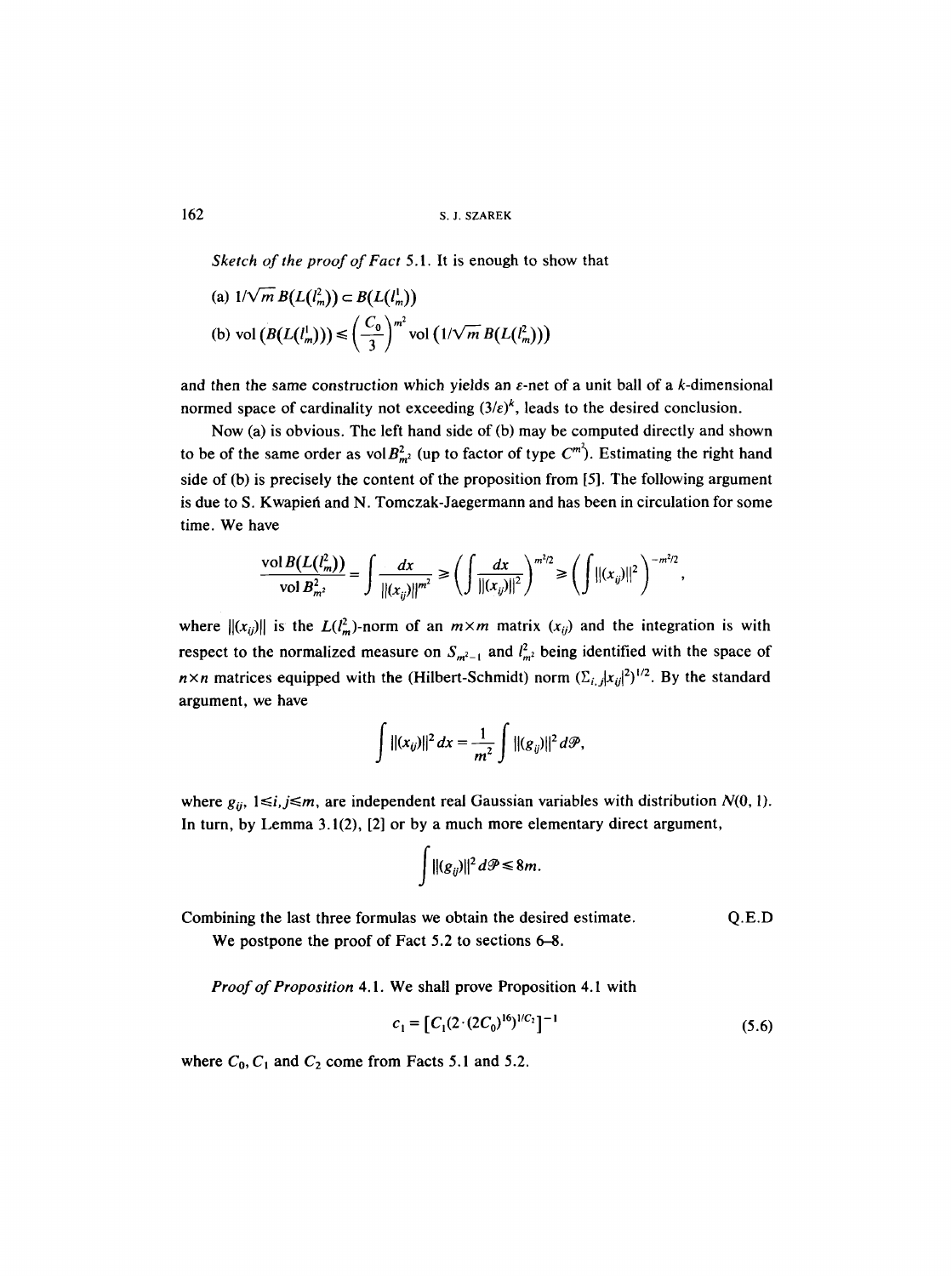*Sketch of the proof of Fact* 5.1. It is enough to show that

(a) $1/\sqrt{m}\, B(L(l_m^2)) \subset B(L(l_m^1))$

(b) $\text{vol}\,(B(L(l_m^1))) \leqslant \left(\frac{C_0}{3}\right)^{m^2} \text{vol}\,(1/\sqrt{m}\, B(L(l_m^2)))$

and then the same construction which yields an $\varepsilon$-net of a unit ball of a $k$-dimensional normed space of cardinality not exceeding $(3/\varepsilon)^k$, leads to the desired conclusion.

Now (a) is obvious. The left hand side of (b) may be computed directly and shown to be of the same order as $\text{vol}\, B_{m^2}^2$ (up to factor of type $C^{m^2}$). Estimating the right hand side of (b) is precisely the content of the proposition from [5]. The following argument is due to S. Kwapień and N. Tomczak-Jaegermann and has been in circulation for some time. We have

$$\frac{\text{vol}\, B(L(l_m^2))}{\text{vol}\, B_{m^2}^2} = \int \frac{dx}{\|(x_{ij})\|^{m^2}} \geqslant \left(\int \frac{dx}{\|(x_{ij})\|^2}\right)^{m^2/2} \geqslant \left(\int \|(x_{ij})\|^2\right)^{-m^2/2},$$

where $\|(x_{ij})\|$ is the $L(l_m^2)$-norm of an $m\times m$ matrix $(x_{ij})$ and the integration is with respect to the normalized measure on $S_{m^2-1}$ and $l_{m^2}^2$ being identified with the space of $n\times n$ matrices equipped with the (Hilbert-Schmidt) norm $(\Sigma_{i,j}|x_{ij}|^2)^{1/2}$. By the standard argument, we have

$$\int \|(x_{ij})\|^2\, dx = \frac{1}{m^2}\int \|(g_{ij})\|^2\, d\mathcal{P},$$

where $g_{ij}$, $1\leqslant i,j\leqslant m$, are independent real Gaussian variables with distribution $N(0,1)$. In turn, by Lemma 3.1(2), [2] or by a much more elementary direct argument,

$$\int \|(g_{ij})\|^2\, d\mathcal{P} \leqslant 8m.$$

Combining the last three formulas we obtain the desired estimate. Q.E.D

We postpone the proof of Fact 5.2 to sections 6–8.

*Proof of Proposition* 4.1. We shall prove Proposition 4.1 with

$$c_1 = [C_1(2\cdot(2C_0)^{16})^{1/C_2}]^{-1} \tag{5.6}$$

where $C_0, C_1$ and $C_2$ come from Facts 5.1 and 5.2.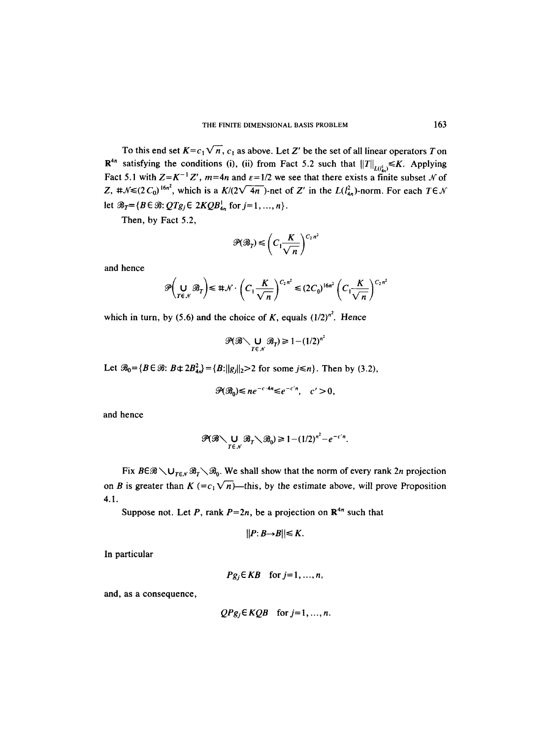To this end set $K = c_1\sqrt{n}$, $c_1$ as above. Let $Z'$ be the set of all linear operators $T$ on $\mathbf{R}^{4n}$ satisfying the conditions (i), (ii) from Fact 5.2 such that $\|T\|_{L(l^1_{4n})} \leq K$. Applying Fact 5.1 with $Z = K^{-1}Z'$, $m = 4n$ and $\varepsilon = 1/2$ we see that there exists a finite subset $\mathcal{N}$ of $Z$, $\#\mathcal{N} \leq (2C_0)^{16n^2}$, which is a $K/(2\sqrt{4n})$-net of $Z'$ in the $L(l^2_{4n})$-norm. For each $T \in \mathcal{N}$ let $\mathcal{B}_T = \{B \in \mathcal{B} \colon QTg_j \in 2KQB^1_{4n} \text{ for } j = 1, \dots, n\}$.

Then, by Fact 5.2,

$$\mathcal{P}(\mathcal{B}_T) \leq \left(C_1 \frac{K}{\sqrt{n}}\right)^{C_2 n^2}$$

and hence

$$\mathcal{P}\left(\bigcup_{T \in \mathcal{N}} \mathcal{B}_T\right) \leq \#\mathcal{N} \cdot \left(C_1 \frac{K}{\sqrt{n}}\right)^{C_2 n^2} \leq (2C_0)^{16n^2} \left(C_1 \frac{K}{\sqrt{n}}\right)^{C_2 n^2}$$

which in turn, by (5.6) and the choice of $K$, equals $(1/2)^{n^2}$. Hence

$$\mathcal{P}\left(\mathcal{B} \setminus \bigcup_{T \in \mathcal{N}} \mathcal{B}_T\right) \geq 1 - (1/2)^{n^2}$$

Let $\mathcal{B}_0 = \{B \in \mathcal{B} \colon B \not\subset 2B^2_{4n}\} = \{B \colon \|g_j\|_2 > 2 \text{ for some } j \leq n\}$. Then by (3.2),

$$\mathcal{P}(\mathcal{B}_0) \leq ne^{-c \cdot 4n} \leq e^{-c'n}, \quad c' > 0,$$

and hence

$$\mathcal{P}\left(\mathcal{B} \setminus \bigcup_{T \in \mathcal{N}} \mathcal{B}_T \setminus \mathcal{B}_0\right) \geq 1 - (1/2)^{n^2} - e^{-c'n}.$$

Fix $B \in \mathcal{B} \setminus \bigcup_{T \in \mathcal{N}} \mathcal{B}_T \setminus \mathcal{B}_0$. We shall show that the norm of every rank $2n$ projection on $B$ is greater than $K$ $(= c_1\sqrt{n})$—this, by the estimate above, will prove Proposition 4.1.

Suppose not. Let $P$, rank $P = 2n$, be a projection on $\mathbf{R}^{4n}$ such that

$$\|P \colon B \to B\| \leq K.$$

In particular

$$Pg_j \in KB \quad \text{for } j = 1, \dots, n,$$

and, as a consequence,

$$QPg_j \in KQB \quad \text{for } j = 1, \dots, n.$$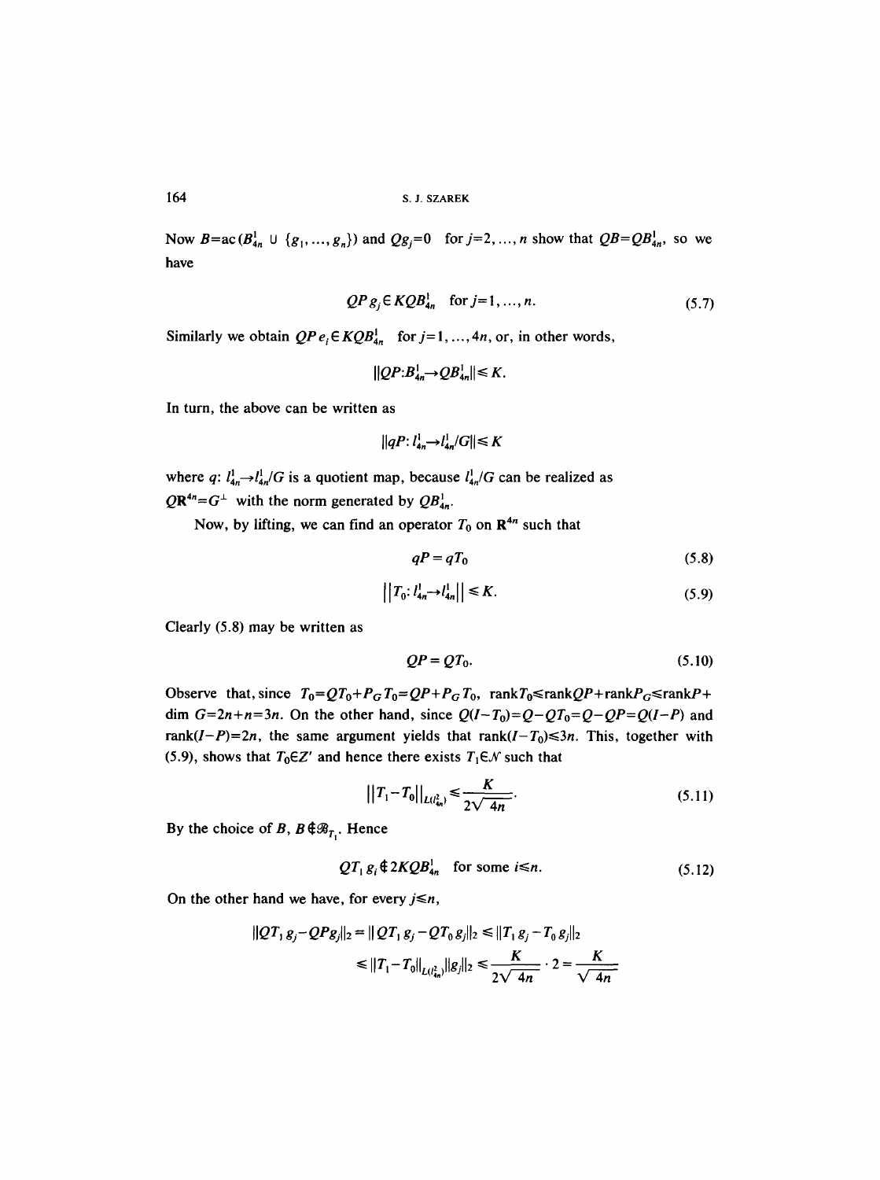Now $B=\mathrm{ac}(B^1_{4n} \cup \{g_1, \ldots, g_n\})$ and $Qg_j=0$ for $j=2, \ldots, n$ show that $QB=QB^1_{4n}$, so we have

$$QPg_j \in KQB^1_{4n} \quad \text{for } j=1, \ldots, n. \tag{5.7}$$

Similarly we obtain $QPe_j \in KQB^1_{4n}$ for $j=1, \ldots, 4n$, or, in other words,

$$\|QP: B^1_{4n} \to QB^1_{4n}\| \leqslant K.$$

In turn, the above can be written as

$$\|qP: l^1_{4n} \to l^1_{4n}/G\| \leqslant K$$

where $q: l^1_{4n} \to l^1_{4n}/G$ is a quotient map, because $l^1_{4n}/G$ can be realized as $Q\mathbf{R}^{4n}=G^\perp$ with the norm generated by $QB^1_{4n}$.

Now, by lifting, we can find an operator $T_0$ on $\mathbf{R}^{4n}$ such that

$$qP = qT_0 \tag{5.8}$$

$$\big\|T_0: l^1_{4n} \to l^1_{4n}\big\| \leqslant K. \tag{5.9}$$

Clearly (5.8) may be written as

$$QP = QT_0. \tag{5.10}$$

Observe that, since $T_0=QT_0+P_GT_0=QP+P_GT_0$, $\mathrm{rank}\,T_0 \leqslant \mathrm{rank}\,QP+\mathrm{rank}\,P_G \leqslant \mathrm{rank}\,P+\dim G=2n+n=3n$. On the other hand, since $Q(I-T_0)=Q-QT_0=Q-QP=Q(I-P)$ and $\mathrm{rank}(I-P)=2n$, the same argument yields that $\mathrm{rank}(I-T_0) \leqslant 3n$. This, together with (5.9), shows that $T_0 \in Z'$ and hence there exists $T_1 \in \mathcal{N}$ such that

$$\big\|T_1-T_0\big\|_{L(l^2_{4n})} \leqslant \frac{K}{2\sqrt{4n}}. \tag{5.11}$$

By the choice of $B$, $B \notin \mathcal{B}_{T_1}$. Hence

$$QT_1 g_i \notin 2KQB^1_{4n} \quad \text{for some } i \leqslant n. \tag{5.12}$$

On the other hand we have, for every $j \leqslant n$,

$$\begin{aligned}\|QT_1 g_j - QPg_j\|_2 &= \|QT_1 g_j - QT_0 g_j\|_2 \leqslant \|T_1 g_j - T_0 g_j\|_2 \\ &\leqslant \|T_1 - T_0\|_{L(l^2_{4n})}\|g_j\|_2 \leqslant \frac{K}{2\sqrt{4n}} \cdot 2 = \frac{K}{\sqrt{4n}}\end{aligned}$$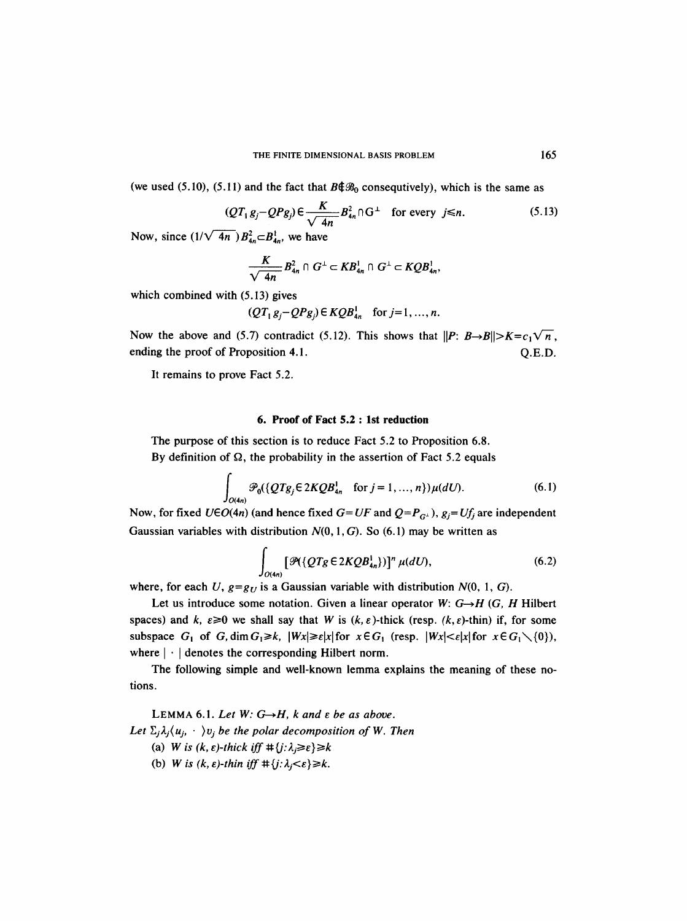(we used (5.10), (5.11) and the fact that $B \notin \mathscr{B}_0$ consequtively), which is the same as

$$(QT_1 g_j - QPg_j) \in \frac{K}{\sqrt{4n}} B_{4n}^2 \cap G^\perp \quad \text{for every } j \leq n. \tag{5.13}$$

Now, since $(1/\sqrt{4n}) B_{4n}^2 \subset B_{4n}^1$, we have

$$\frac{K}{\sqrt{4n}} B_{4n}^2 \cap G^\perp \subset K B_{4n}^1 \cap G^\perp \subset KQB_{4n}^1,$$

which combined with (5.13) gives

$$(QT_1 g_j - QPg_j) \in KQB_{4n}^1 \quad \text{for } j = 1, \ldots, n.$$

Now the above and (5.7) contradict (5.12). This shows that $\|P: B \to B\| > K = c_1 \sqrt{n}$, ending the proof of Proposition 4.1. Q.E.D.

It remains to prove Fact 5.2.

## 6. Proof of Fact 5.2 : 1st reduction

The purpose of this section is to reduce Fact 5.2 to Proposition 6.8.

By definition of $\Omega$, the probability in the assertion of Fact 5.2 equals

$$\int_{O(4n)} \mathscr{P}_0(\{QTg_j \in 2KQB_{4n}^1 \quad \text{for } j = 1, \ldots, n\}) \mu(dU). \tag{6.1}$$

Now, for fixed $U \in O(4n)$ (and hence fixed $G = UF$ and $Q = P_{G^\perp}$), $g_j = Uf_j$ are independent Gaussian variables with distribution $N(0, 1, G)$. So (6.1) may be written as

$$\int_{O(4n)} [\mathscr{P}(\{QTg \in 2KQB_{4n}^1\})]^n \mu(dU), \tag{6.2}$$

where, for each $U$, $g = g_U$ is a Gaussian variable with distribution $N(0, 1, G)$.

Let us introduce some notation. Given a linear operator $W: G \to H$ ($G$, $H$ Hilbert spaces) and $k$, $\varepsilon \geq 0$ we shall say that $W$ is $(k, \varepsilon)$-thick (resp. $(k, \varepsilon)$-thin) if, for some subspace $G_1$ of $G$, $\dim G_1 \geq k$, $|Wx| \geq \varepsilon |x|$ for $x \in G_1$ (resp. $|Wx| < \varepsilon |x|$ for $x \in G_1 \setminus \{0\}$), where $|\cdot|$ denotes the corresponding Hilbert norm.

The following simple and well-known lemma explains the meaning of these notions.

**Lemma 6.1.** *Let $W: G \to H$, $k$ and $\varepsilon$ be as above. Let $\Sigma_j \lambda_j \langle u_j, \cdot \rangle v_j$ be the polar decomposition of $W$. Then*

(a) *$W$ is $(k, \varepsilon)$-thick iff $\#\{j: \lambda_j \geq \varepsilon\} \geq k$*

(b) *$W$ is $(k, \varepsilon)$-thin iff $\#\{j: \lambda_j < \varepsilon\} \geq k$.*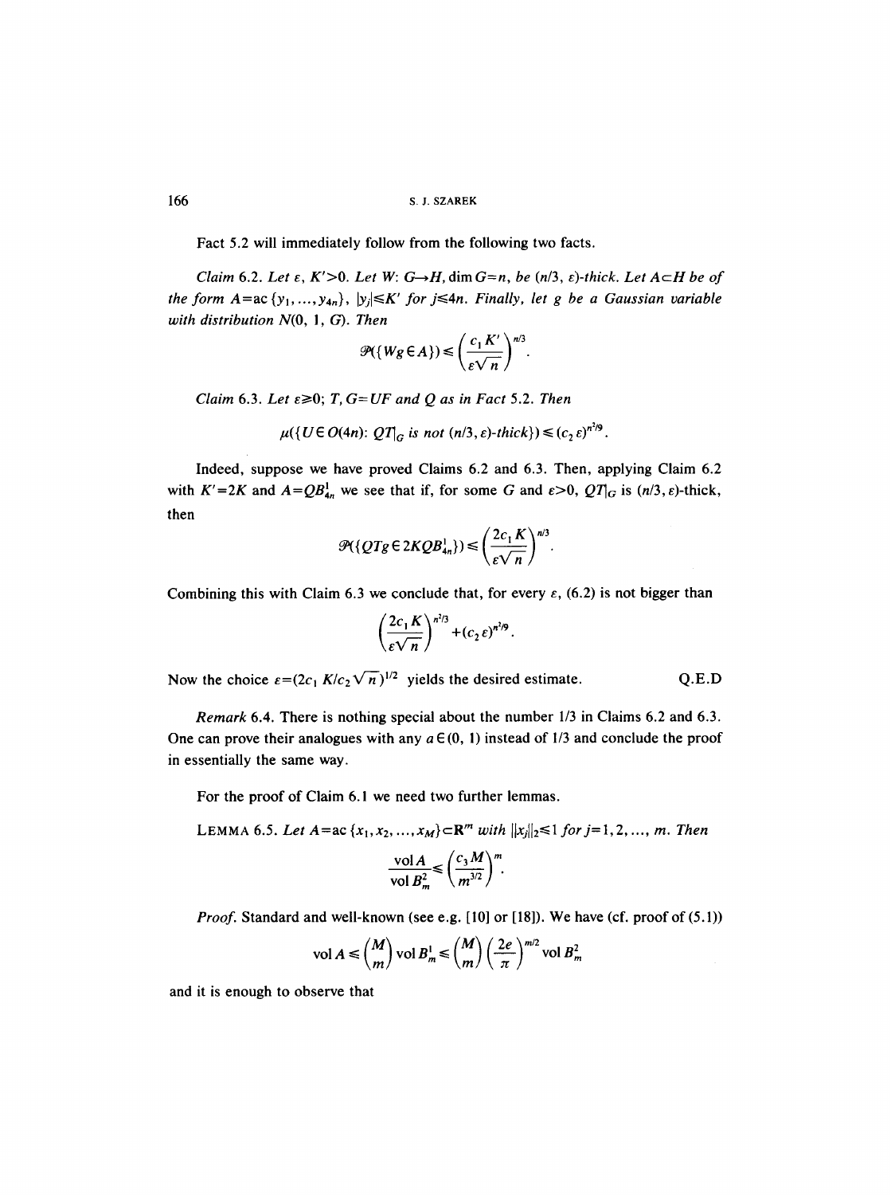Fact 5.2 will immediately follow from the following two facts.

*Claim* 6.2. *Let $\varepsilon, K'>0$. Let $W: G \to H$, $\dim G = n$, be $(n/3, \varepsilon)$-thick. Let $A \subset H$ be of the form $A = \mathrm{ac}\{y_1, \dots, y_{4n}\}$, $|y_j| \leq K'$ for $j \leq 4n$. Finally, let $g$ be a Gaussian variable with distribution $N(0, 1, G)$. Then*

$$\mathcal{P}(\{Wg \in A\}) \leq \left(\frac{c_1 K'}{\varepsilon\sqrt{n}}\right)^{n/3}.$$

*Claim* 6.3. *Let $\varepsilon \geq 0$; $T, G = UF$ and $Q$ as in Fact 5.2. Then*

$$\mu(\{U \in O(4n) \colon QT|_G \text{ is not } (n/3, \varepsilon)\text{-thick}\}) \leq (c_2\varepsilon)^{n^2/9}.$$

Indeed, suppose we have proved Claims 6.2 and 6.3. Then, applying Claim 6.2 with $K' = 2K$ and $A = QB^1_{4n}$ we see that if, for some $G$ and $\varepsilon > 0$, $QT|_G$ is $(n/3, \varepsilon)$-thick, then

$$\mathcal{P}(\{QTg \in 2KQB^1_{4n}\}) \leq \left(\frac{2c_1 K}{\varepsilon\sqrt{n}}\right)^{n/3}.$$

Combining this with Claim 6.3 we conclude that, for every $\varepsilon$, (6.2) is not bigger than

$$\left(\frac{2c_1 K}{\varepsilon\sqrt{n}}\right)^{n^2/3} + (c_2\varepsilon)^{n^2/9}.$$

Now the choice $\varepsilon = (2c_1 K/c_2\sqrt{n})^{1/2}$ yields the desired estimate. Q.E.D

*Remark* 6.4. There is nothing special about the number 1/3 in Claims 6.2 and 6.3. One can prove their analogues with any $a \in (0, 1)$ instead of 1/3 and conclude the proof in essentially the same way.

For the proof of Claim 6.1 we need two further lemmas.

LEMMA 6.5. *Let $A = \mathrm{ac}\{x_1, x_2, \dots, x_M\} \subset \mathbf{R}^m$ with $\|x_j\|_2 \leq 1$ for $j = 1, 2, \dots, m$. Then*

$$\frac{\operatorname{vol} A}{\operatorname{vol} B^2_m} \leq \left(\frac{c_3 M}{m^{3/2}}\right)^m.$$

*Proof.* Standard and well-known (see e.g. [10] or [18]). We have (cf. proof of (5.1))

$$\operatorname{vol} A \leq \binom{M}{m} \operatorname{vol} B^1_m \leq \binom{M}{m}\left(\frac{2e}{\pi}\right)^{m/2} \operatorname{vol} B^2_m$$

and it is enough to observe that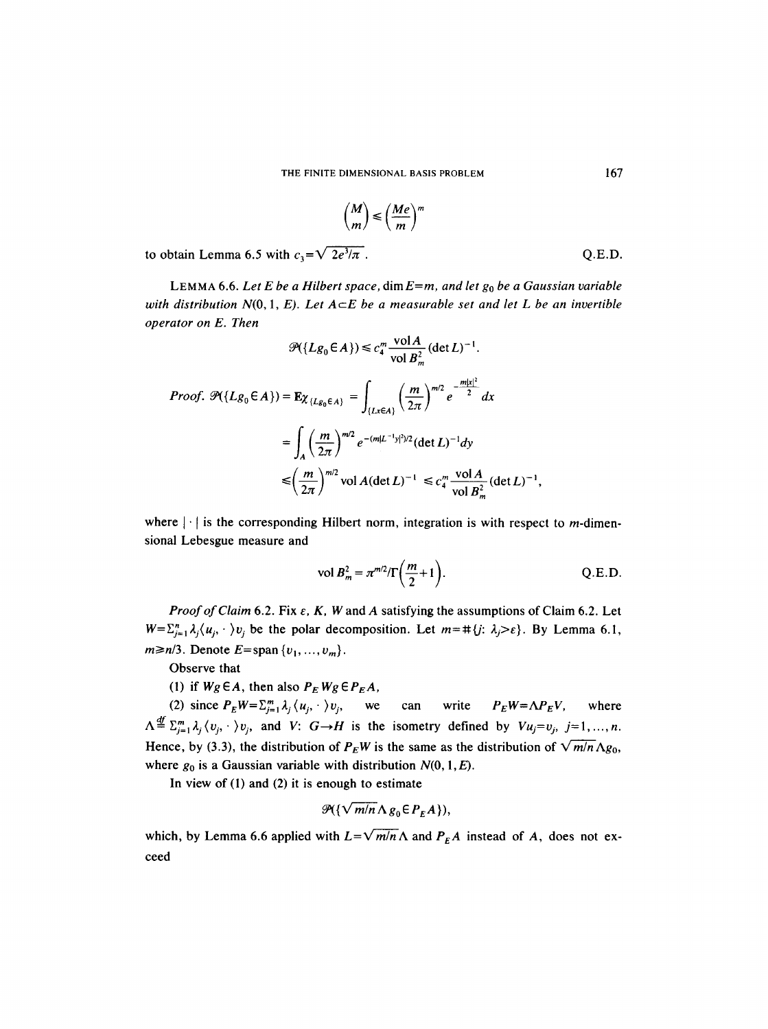$$\binom{M}{m} \leqslant \left(\frac{Me}{m}\right)^m$$

to obtain Lemma 6.5 with $c_3 = \sqrt{2e^3/\pi}$. Q.E.D.

LEMMA 6.6. *Let $E$ be a Hilbert space, $\dim E = m$, and let $g_0$ be a Gaussian variable with distribution $N(0, 1, E)$. Let $A \subset E$ be a measurable set and let $L$ be an invertible operator on $E$. Then*

$$\mathcal{P}(\{Lg_0 \in A\}) \leqslant c_4^m \frac{\operatorname{vol} A}{\operatorname{vol} B_m^2} (\det L)^{-1}.$$

*Proof.*

$$\mathcal{P}(\{Lg_0 \in A\}) = \mathbf{E}\chi_{\{Lg_0 \in A\}} = \int_{\{Lx \in A\}} \left(\frac{m}{2\pi}\right)^{m/2} e^{-\frac{m|x|^2}{2}} dx$$

$$= \int_A \left(\frac{m}{2\pi}\right)^{m/2} e^{-(m|L^{-1}y|^2)/2} (\det L)^{-1} dy$$

$$\leqslant \left(\frac{m}{2\pi}\right)^{m/2} \operatorname{vol} A (\det L)^{-1} \leqslant c_4^m \frac{\operatorname{vol} A}{\operatorname{vol} B_m^2} (\det L)^{-1},$$

where $|\cdot|$ is the corresponding Hilbert norm, integration is with respect to $m$-dimensional Lebesgue measure and

$$\operatorname{vol} B_m^2 = \pi^{m/2} / \Gamma\left(\frac{m}{2} + 1\right).$$

Q.E.D.

*Proof of Claim* 6.2. Fix $\varepsilon$, $K$, $W$ and $A$ satisfying the assumptions of Claim 6.2. Let $W = \sum_{j=1}^n \lambda_j \langle u_j, \cdot \rangle v_j$ be the polar decomposition. Let $m = \#\{j\colon \lambda_j > \varepsilon\}$. By Lemma 6.1, $m \geqslant n/3$. Denote $E = \operatorname{span}\{v_1, \ldots, v_m\}$.

Observe that

(1) if $Wg \in A$, then also $P_E Wg \in P_E A$,

(2) since $P_E W = \sum_{j=1}^m \lambda_j \langle u_j, \cdot \rangle v_j$, we can write $P_E W = \Lambda P_E V$, where $\Lambda \overset{df}{=} \sum_{j=1}^m \lambda_j \langle v_j, \cdot \rangle v_j$, and $V\colon G \to H$ is the isometry defined by $Vu_j = v_j$, $j = 1, \ldots, n$. Hence, by (3.3), the distribution of $P_E W$ is the same as the distribution of $\sqrt{m/n}\,\Lambda g_0$, where $g_0$ is a Gaussian variable with distribution $N(0, 1, E)$.

In view of (1) and (2) it is enough to estimate

$$\mathcal{P}(\{\sqrt{m/n}\,\Lambda g_0 \in P_E A\}),$$

which, by Lemma 6.6 applied with $L = \sqrt{m/n}\,\Lambda$ and $P_E A$ instead of $A$, does not exceed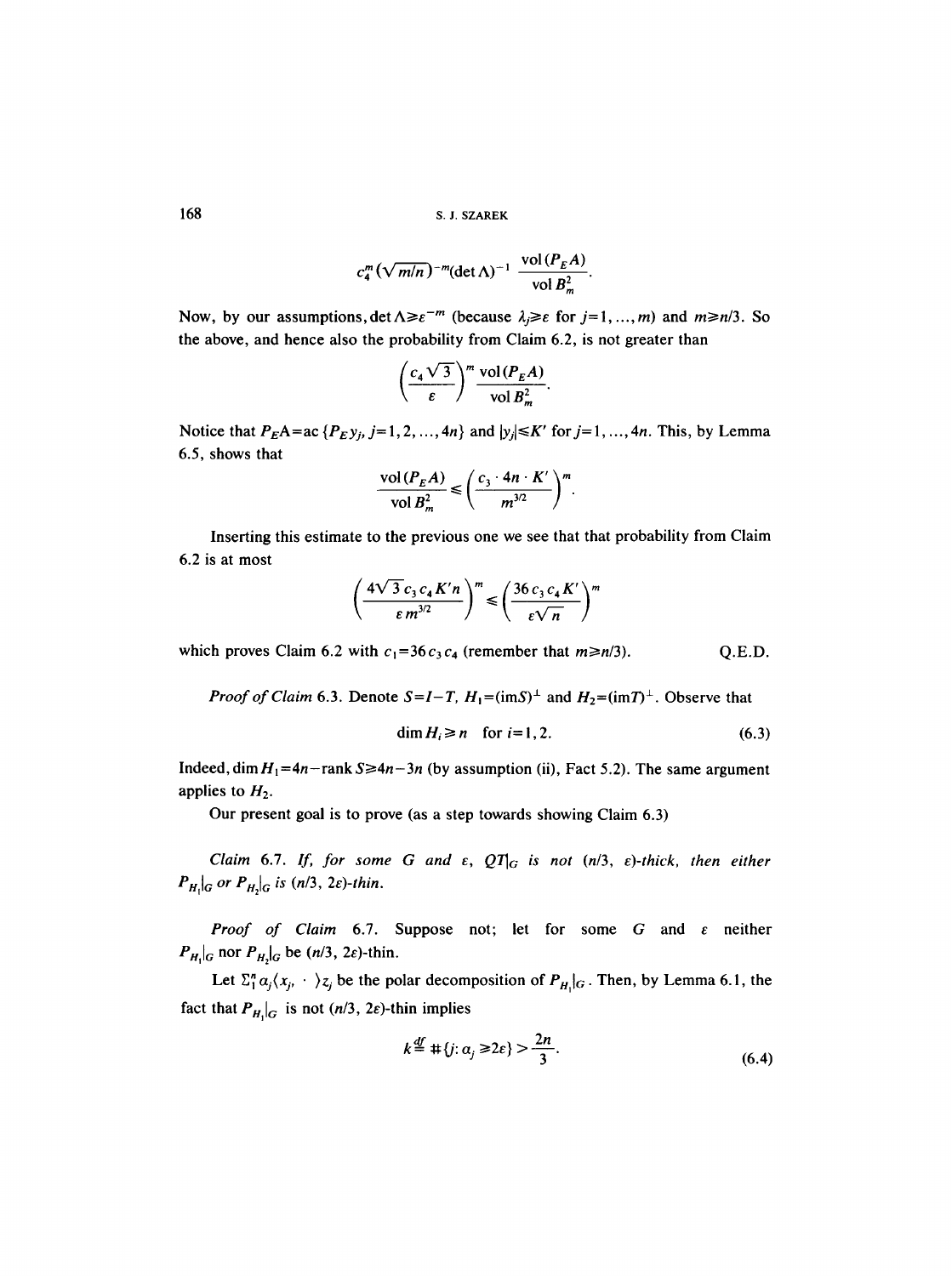$$c_4^m (\sqrt{m/n})^{-m} (\det \Lambda)^{-1} \frac{\operatorname{vol}(P_E A)}{\operatorname{vol} B_m^2}.$$

Now, by our assumptions, $\det \Lambda \geq \varepsilon^{-m}$ (because $\lambda_j \geq \varepsilon$ for $j=1, \ldots, m$) and $m \geq n/3$. So the above, and hence also the probability from Claim 6.2, is not greater than

$$\left(\frac{c_4 \sqrt{3}}{\varepsilon}\right)^m \frac{\operatorname{vol}(P_E A)}{\operatorname{vol} B_m^2}.$$

Notice that $P_E A = \operatorname{ac}\{P_E y_j, j=1,2,\ldots,4n\}$ and $|y_j| \leq K'$ for $j=1,\ldots,4n$. This, by Lemma 6.5, shows that

$$\frac{\operatorname{vol}(P_E A)}{\operatorname{vol} B_m^2} \leq \left(\frac{c_3 \cdot 4n \cdot K'}{m^{3/2}}\right)^m.$$

Inserting this estimate to the previous one we see that that probability from Claim 6.2 is at most

$$\left(\frac{4\sqrt{3}\, c_3 c_4 K' n}{\varepsilon\, m^{3/2}}\right)^m \leq \left(\frac{36\, c_3 c_4 K'}{\varepsilon \sqrt{n}}\right)^m$$

which proves Claim 6.2 with $c_1 = 36 c_3 c_4$ (remember that $m \geq n/3$). Q.E.D.

*Proof of Claim* 6.3. Denote $S = I - T$, $H_1 = (\operatorname{im} S)^\perp$ and $H_2 = (\operatorname{im} T)^\perp$. Observe that

$$\dim H_i \geq n \quad \text{for } i=1,2. \tag{6.3}$$

Indeed, $\dim H_1 = 4n - \operatorname{rank} S \geq 4n - 3n$ (by assumption (ii), Fact 5.2). The same argument applies to $H_2$.

Our present goal is to prove (as a step towards showing Claim 6.3)

*Claim* 6.7. *If, for some $G$ and $\varepsilon$, $QT|_G$ is not $(n/3, \varepsilon)$-thick, then either $P_{H_1}|_G$ or $P_{H_2}|_G$ is $(n/3, 2\varepsilon)$-thin.*

*Proof of Claim* 6.7. Suppose not; let for some $G$ and $\varepsilon$ neither $P_{H_1}|_G$ nor $P_{H_2}|_G$ be $(n/3, 2\varepsilon)$-thin.

Let $\Sigma_1^n \alpha_j \langle x_j, \cdot \rangle z_j$ be the polar decomposition of $P_{H_1}|_G$. Then, by Lemma 6.1, the fact that $P_{H_1}|_G$ is not $(n/3, 2\varepsilon)$-thin implies

$$k \overset{df}{=} \#\{j : \alpha_j \geq 2\varepsilon\} > \frac{2n}{3}. \tag{6.4}$$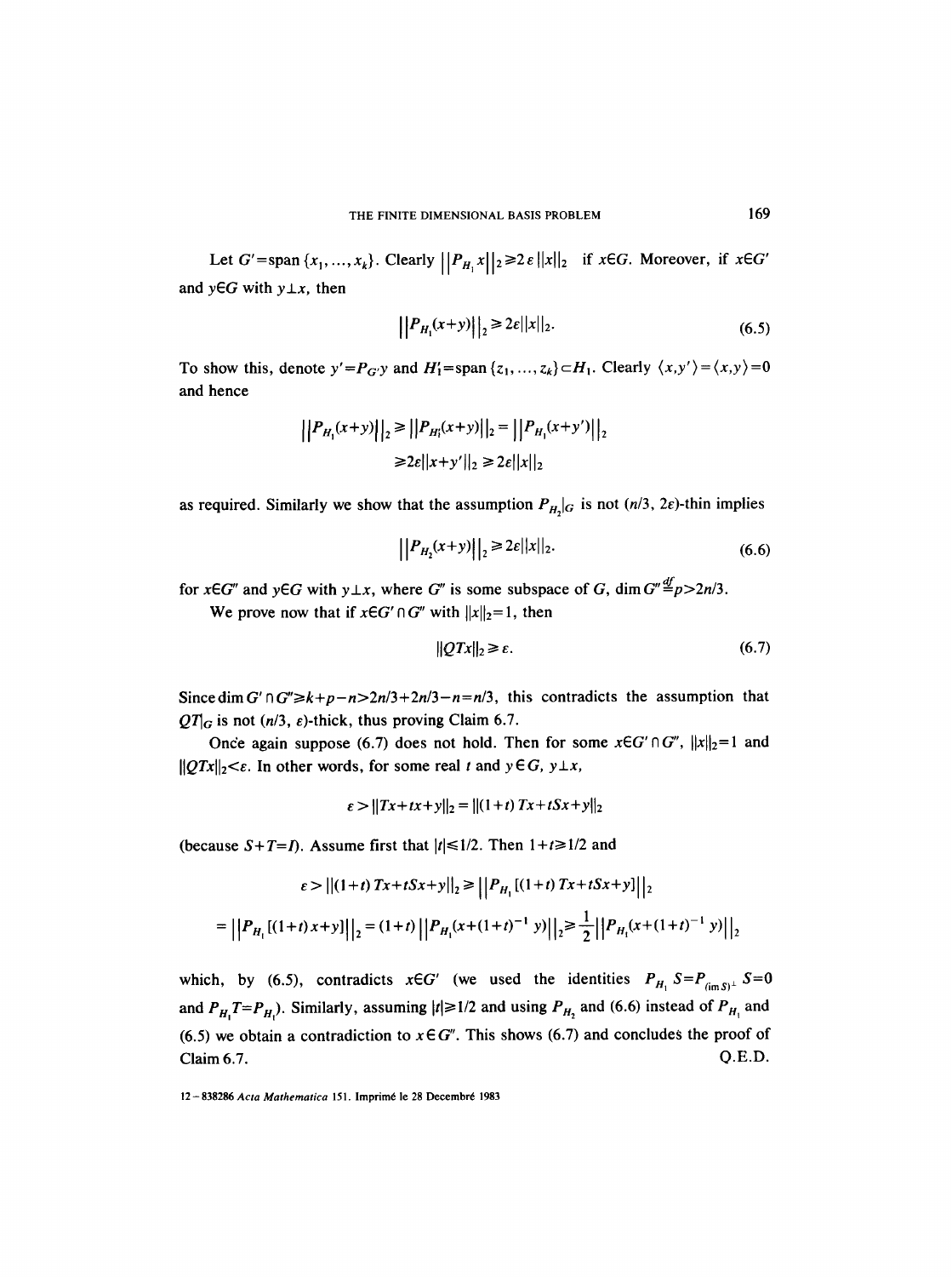Let $G'=\operatorname{span}\{x_1, \ldots, x_k\}$. Clearly $\|P_{H_1}x\|_2 \geq 2\varepsilon \|x\|_2$ if $x\in G'$. Moreover, if $x\in G'$ and $y\in G$ with $y\perp x$, then

$$\|P_{H_1}(x+y)\|_2 \geq 2\varepsilon \|x\|_2. \tag{6.5}$$

To show this, denote $y'=P_{G'}y$ and $H_1'=\operatorname{span}\{z_1, \ldots, z_k\}\subset H_1$. Clearly $\langle x,y'\rangle = \langle x,y\rangle=0$ and hence

$$\begin{aligned}\|P_{H_1}(x+y)\|_2 &\geq \|P_{H_1'}(x+y)\|_2 = \|P_{H_1}(x+y')\|_2 \\ &\geq 2\varepsilon\|x+y'\|_2 \geq 2\varepsilon\|x\|_2\end{aligned}$$

as required. Similarly we show that the assumption $P_{H_2}|_G$ is not $(n/3, 2\varepsilon)$-thin implies

$$\|P_{H_2}(x+y)\|_2 \geq 2\varepsilon\|x\|_2. \tag{6.6}$$

for $x\in G''$ and $y\in G$ with $y\perp x$, where $G''$ is some subspace of $G$, $\dim G'' \overset{df}{=} p > 2n/3$.

We prove now that if $x\in G'\cap G''$ with $\|x\|_2=1$, then

$$\|QTx\|_2 \geq \varepsilon. \tag{6.7}$$

Since $\dim G'\cap G'' \geq k+p-n > 2n/3+2n/3-n=n/3$, this contradicts the assumption that $QT|_G$ is not $(n/3, \varepsilon)$-thick, thus proving Claim 6.7.

Once again suppose (6.7) does not hold. Then for some $x\in G'\cap G''$, $\|x\|_2=1$ and $\|QTx\|_2<\varepsilon$. In other words, for some real $t$ and $y\in G$, $y\perp x$,

$$\varepsilon > \|Tx+tx+y\|_2 = \|(1+t)\,Tx+tSx+y\|_2$$

(because $S+T=I$). Assume first that $|t|\leq 1/2$. Then $1+t\geq 1/2$ and

$$\begin{aligned}\varepsilon &> \|(1+t)\,Tx+tSx+y\|_2 \geq \|P_{H_1}[(1+t)\,Tx+tSx+y]\|_2 \\ &= \|P_{H_1}[(1+t)\,x+y]\|_2 = (1+t)\,\|P_{H_1}(x+(1+t)^{-1}\,y)\|_2 \geq \frac{1}{2}\|P_{H_1}(x+(1+t)^{-1}\,y)\|_2\end{aligned}$$

which, by (6.5), contradicts $x\in G'$ (we used the identities $P_{H_1}S=P_{(\operatorname{im} S)^\perp}S=0$ and $P_{H_1}T=P_{H_1}$). Similarly, assuming $|t|\geq 1/2$ and using $P_{H_2}$ and (6.6) instead of $P_{H_1}$ and (6.5) we obtain a contradiction to $x\in G''$. This shows (6.7) and concludes the proof of Claim 6.7. Q.E.D.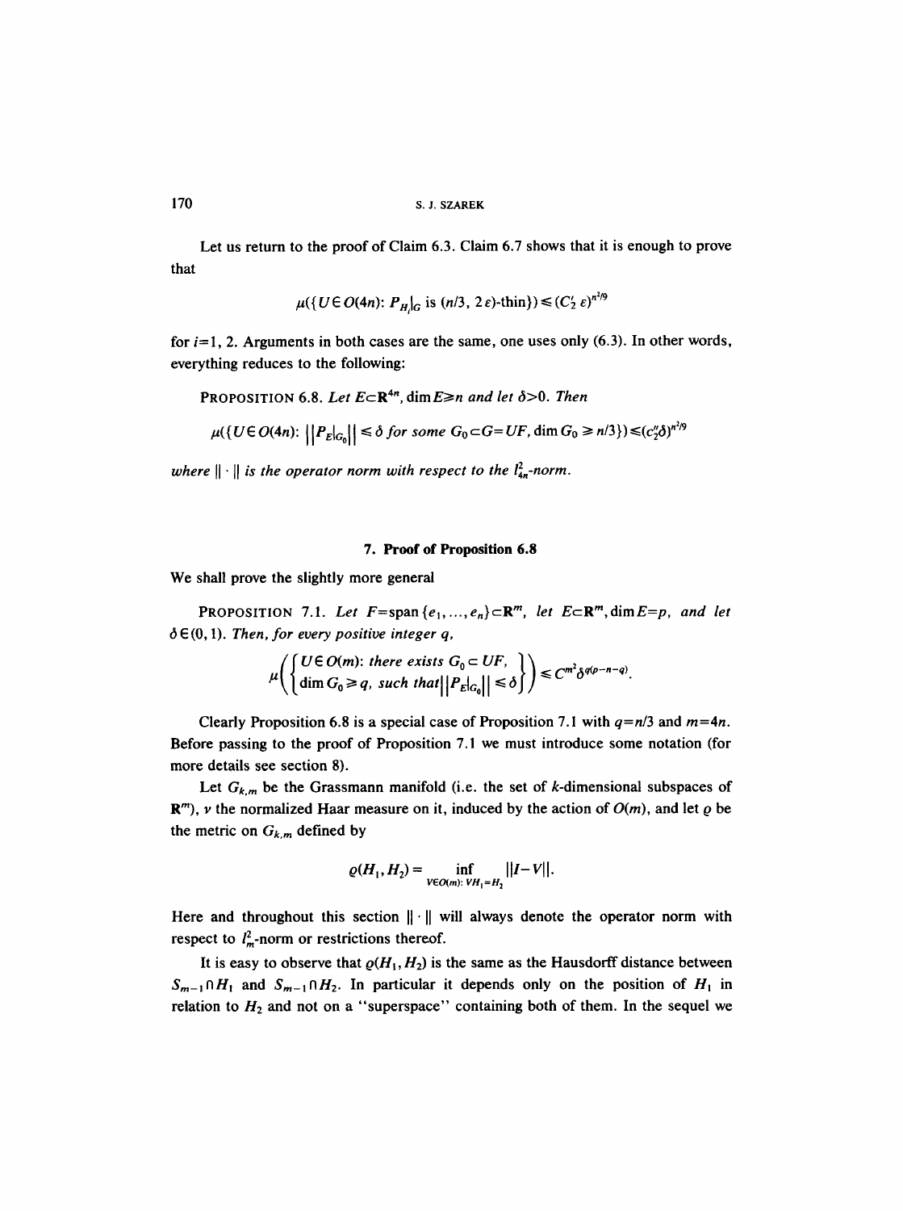Let us return to the proof of Claim 6.3. Claim 6.7 shows that it is enough to prove that

$$\mu(\{U \in O(4n) \colon P_{H_i}|_G \text{ is } (n/3, 2\varepsilon)\text{-thin}\}) \leq (C_2' \varepsilon)^{n^2/9}$$

for $i=1, 2$. Arguments in both cases are the same, one uses only (6.3). In other words, everything reduces to the following:

PROPOSITION 6.8. *Let $E \subset \mathbf{R}^{4n}$, $\dim E \geq n$ and let $\delta > 0$. Then*

$$\mu(\{U \in O(4n) \colon \|P_E|_{G_0}\| \leq \delta \text{ for some } G_0 \subset G = UF, \dim G_0 \geq n/3\}) \leq (c_2''\delta)^{n^2/9}$$

*where $\|\cdot\|$ is the operator norm with respect to the $l_{4n}^2$-norm.*

## 7. Proof of Proposition 6.8

We shall prove the slightly more general

PROPOSITION 7.1. *Let $F = \operatorname{span}\{e_1, \ldots, e_n\} \subset \mathbf{R}^m$, let $E \subset \mathbf{R}^m$, $\dim E = p$, and let $\delta \in (0, 1)$. Then, for every positive integer $q$,*

$$\mu\left(\left\{\begin{matrix} U \in O(m) \colon \text{there exists } G_0 \subset UF, \\ \dim G_0 \geq q, \text{ such that } \|P_E|_{G_0}\| \leq \delta \end{matrix}\right\}\right) \leq C^{m^2} \delta^{q(p-n-q)}.$$

Clearly Proposition 6.8 is a special case of Proposition 7.1 with $q = n/3$ and $m = 4n$. Before passing to the proof of Proposition 7.1 we must introduce some notation (for more details see section 8).

Let $G_{k,m}$ be the Grassmann manifold (i.e. the set of $k$-dimensional subspaces of $\mathbf{R}^m$), $\nu$ the normalized Haar measure on it, induced by the action of $O(m)$, and let $\varrho$ be the metric on $G_{k,m}$ defined by

$$\varrho(H_1, H_2) = \inf_{V \in O(m) \colon VH_1 = H_2} \|I - V\|.$$

Here and throughout this section $\|\cdot\|$ will always denote the operator norm with respect to $l_m^2$-norm or restrictions thereof.

It is easy to observe that $\varrho(H_1, H_2)$ is the same as the Hausdorff distance between $S_{m-1} \cap H_1$ and $S_{m-1} \cap H_2$. In particular it depends only on the position of $H_1$ in relation to $H_2$ and not on a "superspace" containing both of them. In the sequel we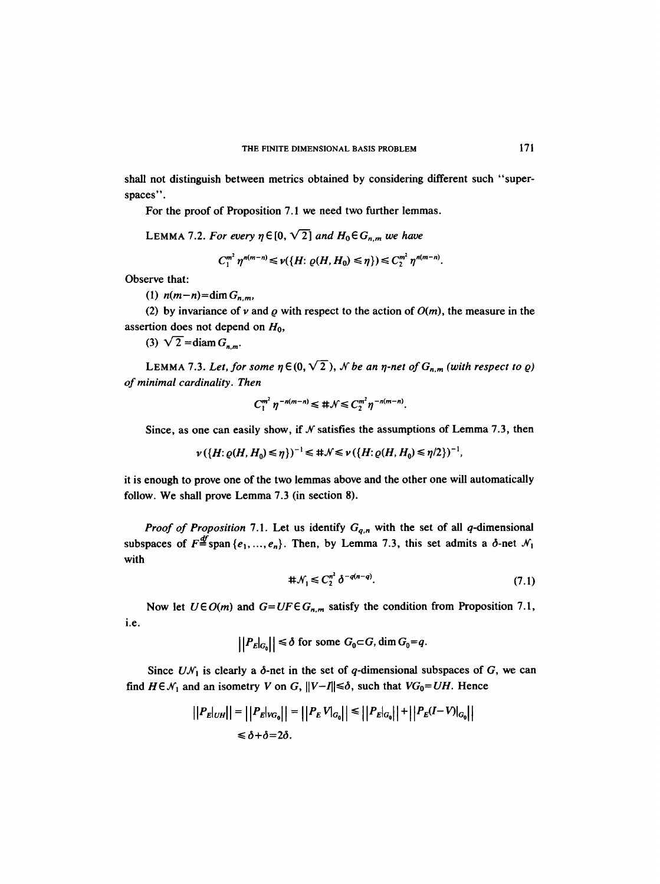shall not distinguish between metrics obtained by considering different such "superspaces".

For the proof of Proposition 7.1 we need two further lemmas.

LEMMA 7.2. *For every $\eta\in[0,\sqrt{2}]$ and $H_0\in G_{n,m}$ we have*

$$C_1^{m^2}\,\eta^{n(m-n)}\le \nu(\{H:\varrho(H,H_0)\le\eta\})\le C_2^{m^2}\,\eta^{n(m-n)}.$$

Observe that:

(1) $n(m-n)=\dim G_{n,m}$,

(2) by invariance of $\nu$ and $\varrho$ with respect to the action of $O(m)$, the measure in the assertion does not depend on $H_0$,

(3) $\sqrt{2}=\operatorname{diam} G_{n,m}$.

LEMMA 7.3. *Let, for some $\eta\in(0,\sqrt{2})$, $\mathcal{N}$ be an $\eta$-net of $G_{n,m}$ (with respect to $\varrho$) of minimal cardinality. Then*

$$C_1^{m^2}\,\eta^{-n(m-n)}\le \#\mathcal{N}\le C_2^{m^2}\eta^{-n(m-n)}.$$

Since, as one can easily show, if $\mathcal{N}$ satisfies the assumptions of Lemma 7.3, then

$$\nu(\{H:\varrho(H,H_0)\le\eta\})^{-1}\le\#\mathcal{N}\le\nu(\{H:\varrho(H,H_0)\le\eta/2\})^{-1},$$

it is enough to prove one of the two lemmas above and the other one will automatically follow. We shall prove Lemma 7.3 (in section 8).

*Proof of Proposition* 7.1. Let us identify $G_{q,n}$ with the set of all $q$-dimensional subspaces of $F\overset{\mathrm{df}}{=}\operatorname{span}\{e_1,\dots,e_n\}$. Then, by Lemma 7.3, this set admits a $\delta$-net $\mathcal{N}_1$ with

$$\#\mathcal{N}_1\le C_2^{n^2}\,\delta^{-q(n-q)}. \tag{7.1}$$

Now let $U\in O(m)$ and $G=UF\in G_{n,m}$ satisfy the condition from Proposition 7.1, i.e.

$$\|P_E|_{G_0}\|\le\delta \text{ for some } G_0\subset G,\ \dim G_0=q.$$

Since $U\mathcal{N}_1$ is clearly a $\delta$-net in the set of $q$-dimensional subspaces of $G$, we can find $H\in\mathcal{N}_1$ and an isometry $V$ on $G$, $\|V-I\|\le\delta$, such that $VG_0=UH$. Hence

$$\begin{aligned}\|P_E|_{UH}\|&=\|P_E|_{VG_0}\|=\|P_E V|_{G_0}\|\le\|P_E|_{G_0}\|+\|P_E(I-V)|_{G_0}\|\\&\le\delta+\delta=2\delta.\end{aligned}$$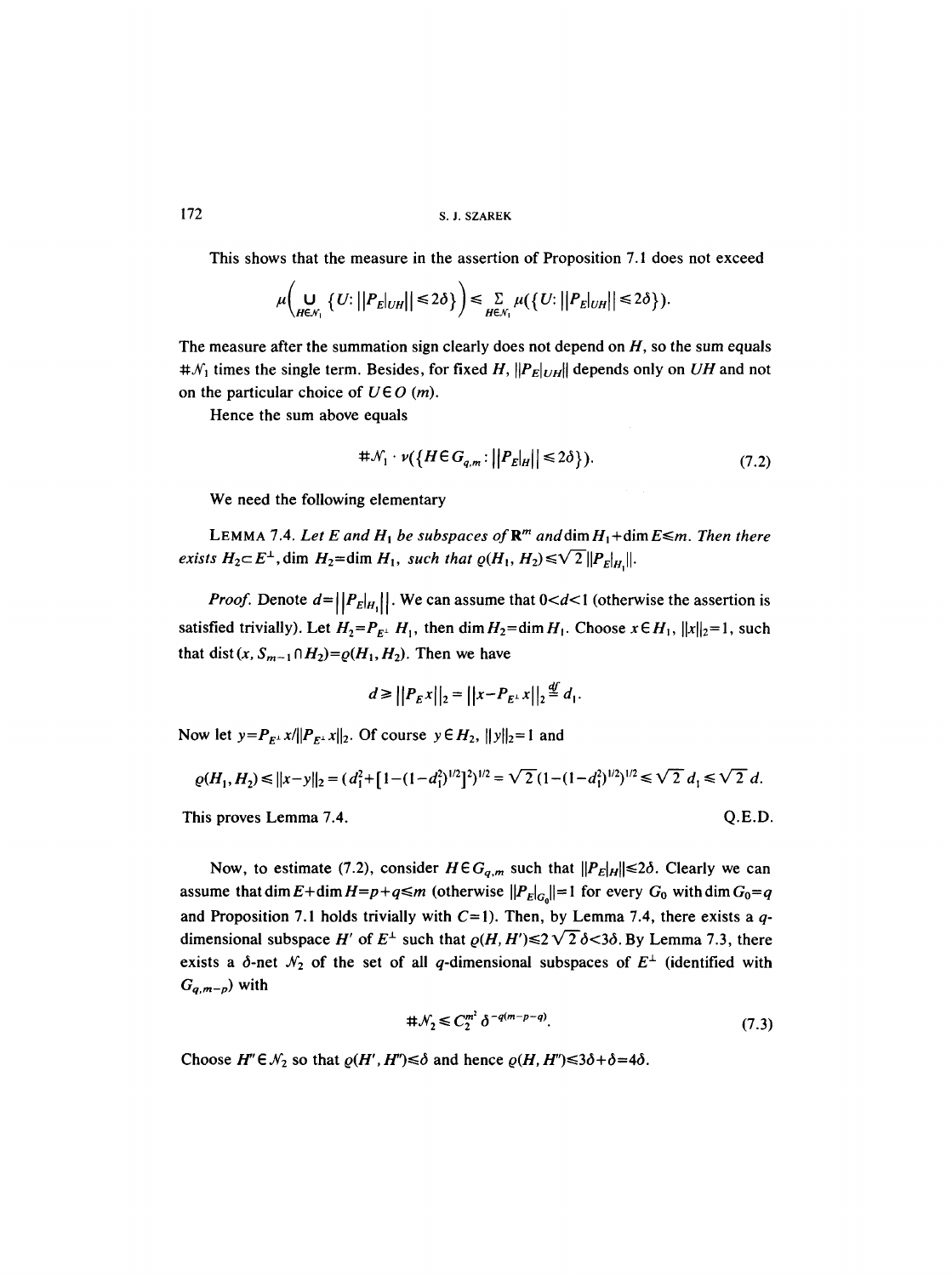This shows that the measure in the assertion of Proposition 7.1 does not exceed

$$\mu\left(\bigcup_{H\in\mathcal{N}_1}\{U: \|P_E|_{UH}\|\leq 2\delta\}\right)\leq \sum_{H\in\mathcal{N}_1}\mu(\{U: \|P_E|_{UH}\|\leq 2\delta\}).$$

The measure after the summation sign clearly does not depend on $H$, so the sum equals $\#\mathcal{N}_1$ times the single term. Besides, for fixed $H$, $\|P_E|_{UH}\|$ depends only on $UH$ and not on the particular choice of $U\in O(m)$.

Hence the sum above equals

$$\#\mathcal{N}_1\cdot\nu(\{H\in G_{q,m}: \|P_E|_H\|\leq 2\delta\}). \tag{7.2}$$

We need the following elementary

LEMMA 7.4. *Let $E$ and $H_1$ be subspaces of $\mathbf{R}^m$ and $\dim H_1+\dim E\leq m$. Then there exists $H_2\subset E^\perp$, $\dim H_2=\dim H_1$, such that $\varrho(H_1,H_2)\leq\sqrt{2}\|P_E|_{H_1}\|$.*

*Proof.* Denote $d=\|P_E|_{H_1}\|$. We can assume that $0<d<1$ (otherwise the assertion is satisfied trivially). Let $H_2=P_{E^\perp}H_1$, then $\dim H_2=\dim H_1$. Choose $x\in H_1$, $\|x\|_2=1$, such that $\operatorname{dist}(x, S_{m-1}\cap H_2)=\varrho(H_1,H_2)$. Then we have

$$d\geq\|P_Ex\|_2=\|x-P_{E^\perp}x\|_2\overset{df}{=}d_1.$$

Now let $y=P_{E^\perp}x/\|P_{E^\perp}x\|_2$. Of course $y\in H_2$, $\|y\|_2=1$ and

$$\varrho(H_1,H_2)\leq\|x-y\|_2=(d_1^2+[1-(1-d_1^2)^{1/2}]^2)^{1/2}=\sqrt{2}(1-(1-d_1^2)^{1/2})^{1/2}\leq\sqrt{2}\,d_1\leq\sqrt{2}\,d.$$

This proves Lemma 7.4. Q.E.D.

Now, to estimate (7.2), consider $H\in G_{q,m}$ such that $\|P_E|_H\|\leq 2\delta$. Clearly we can assume that $\dim E+\dim H=p+q\leq m$ (otherwise $\|P_E|_{G_0}\|=1$ for every $G_0$ with $\dim G_0=q$ and Proposition 7.1 holds trivially with $C=1$). Then, by Lemma 7.4, there exists a $q$-dimensional subspace $H'$ of $E^\perp$ such that $\varrho(H,H')\leq 2\sqrt{2}\,\delta<3\delta$. By Lemma 7.3, there exists a $\delta$-net $\mathcal{N}_2$ of the set of all $q$-dimensional subspaces of $E^\perp$ (identified with $G_{q,m-p}$) with

$$\#\mathcal{N}_2\leq C_2^{m^2}\,\delta^{-q(m-p-q)}. \tag{7.3}$$

Choose $H''\in\mathcal{N}_2$ so that $\varrho(H',H'')\leq\delta$ and hence $\varrho(H,H'')\leq 3\delta+\delta=4\delta$.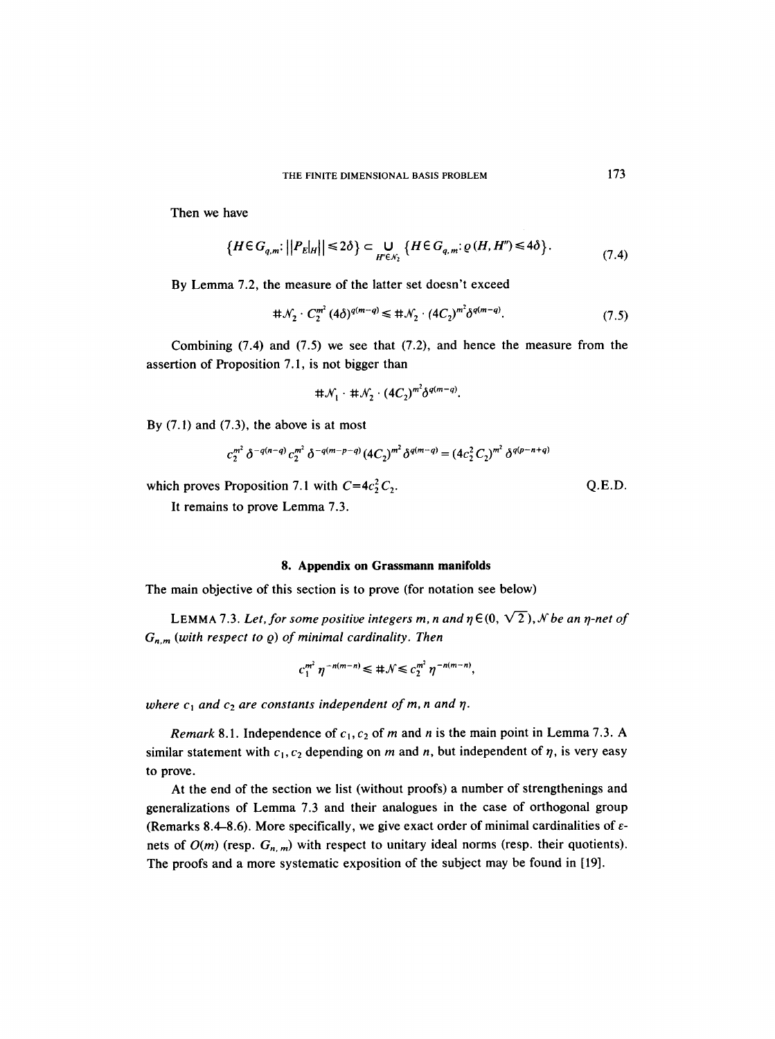Then we have

$$\{H \in G_{q,m} : \|P_E|_H\| \leq 2\delta\} \subset \bigcup_{H'' \in \mathcal{N}_2} \{H \in G_{q,m} : \varrho(H, H'') \leq 4\delta\}. \tag{7.4}$$

By Lemma 7.2, the measure of the latter set doesn't exceed

$$\#\mathcal{N}_2 \cdot C_2^{m^2} (4\delta)^{q(m-q)} \leq \#\mathcal{N}_2 \cdot (4C_2)^{m^2} \delta^{q(m-q)}. \tag{7.5}$$

Combining (7.4) and (7.5) we see that (7.2), and hence the measure from the assertion of Proposition 7.1, is not bigger than

$$\#\mathcal{N}_1 \cdot \#\mathcal{N}_2 \cdot (4C_2)^{m^2} \delta^{q(m-q)}.$$

By (7.1) and (7.3), the above is at most

$$c_2^{m^2} \delta^{-q(n-q)} c_2^{m^2} \delta^{-q(m-p-q)} (4C_2)^{m^2} \delta^{q(m-q)} = (4c_2^2 C_2)^{m^2} \delta^{q(p-n+q)}$$

which proves Proposition 7.1 with $C = 4c_2^2 C_2$. Q.E.D.

It remains to prove Lemma 7.3.

## 8. Appendix on Grassmann manifolds

The main objective of this section is to prove (for notation see below)

LEMMA 7.3. *Let, for some positive integers $m$, $n$ and $\eta \in (0, \sqrt{2})$, $\mathcal{N}$ be an $\eta$-net of $G_{n,m}$ (with respect to $\varrho$) of minimal cardinality. Then*

$$c_1^{m^2} \eta^{-n(m-n)} \leq \#\mathcal{N} \leq c_2^{m^2} \eta^{-n(m-n)},$$

*where $c_1$ and $c_2$ are constants independent of $m$, $n$ and $\eta$.*

*Remark* 8.1. Independence of $c_1, c_2$ of $m$ and $n$ is the main point in Lemma 7.3. A similar statement with $c_1, c_2$ depending on $m$ and $n$, but independent of $\eta$, is very easy to prove.

At the end of the section we list (without proofs) a number of strengthenings and generalizations of Lemma 7.3 and their analogues in the case of orthogonal group (Remarks 8.4–8.6). More specifically, we give exact order of minimal cardinalities of $\varepsilon$-nets of $O(m)$ (resp. $G_{n,m}$) with respect to unitary ideal norms (resp. their quotients). The proofs and a more systematic exposition of the subject may be found in [19].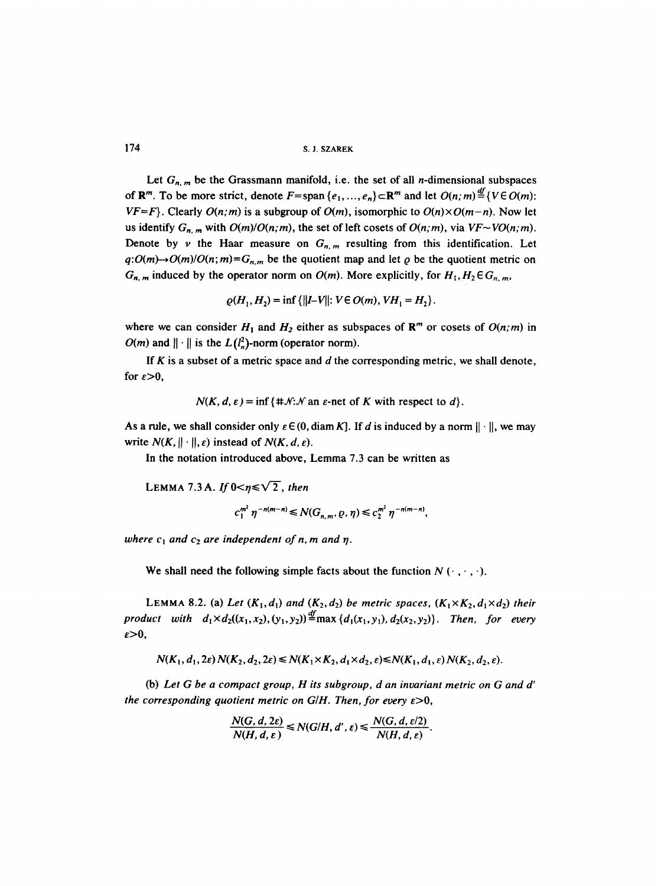Let $G_{n,m}$ be the Grassmann manifold, i.e. the set of all $n$-dimensional subspaces of $\mathbf{R}^m$. To be more strict, denote $F=\operatorname{span}\{e_1,\dots,e_n\}\subset\mathbf{R}^m$ and let $O(n;m)\overset{df}{=}\{V\in O(m): VF=F\}$. Clearly $O(n;m)$ is a subgroup of $O(m)$, isomorphic to $O(n)\times O(m-n)$. Now let us identify $G_{n,m}$ with $O(m)/O(n;m)$, the set of left cosets of $O(n;m)$, via $VF\sim VO(n;m)$. Denote by $\nu$ the Haar measure on $G_{n,m}$ resulting from this identification. Let $q\colon O(m)\to O(m)/O(n;m)=G_{n,m}$ be the quotient map and let $\varrho$ be the quotient metric on $G_{n,m}$ induced by the operator norm on $O(m)$. More explicitly, for $H_1,H_2\in G_{n,m}$,

$$\varrho(H_1,H_2)=\inf\{\|I-V\|: V\in O(m),\ VH_1=H_2\}.$$

where we can consider $H_1$ and $H_2$ either as subspaces of $\mathbf{R}^m$ or cosets of $O(n;m)$ in $O(m)$ and $\|\cdot\|$ is the $L(l_n^2)$-norm (operator norm).

If $K$ is a subset of a metric space and $d$ the corresponding metric, we shall denote, for $\varepsilon>0$,

$$N(K,d,\varepsilon)=\inf\{\#\mathcal{N}\colon \mathcal{N} \text{ an } \varepsilon\text{-net of } K \text{ with respect to } d\}.$$

As a rule, we shall consider only $\varepsilon\in(0,\operatorname{diam} K]$. If $d$ is induced by a norm $\|\cdot\|$, we may write $N(K,\|\cdot\|,\varepsilon)$ instead of $N(K,d,\varepsilon)$.

In the notation introduced above, Lemma 7.3 can be written as

LEMMA 7.3 A. *If $0<\eta\leq\sqrt{2}$, then*

$$c_1^{m^2}\eta^{-n(m-n)}\leq N(G_{n,m},\varrho,\eta)\leq c_2^{m^2}\eta^{-n(m-n)},$$

*where $c_1$ and $c_2$ are independent of $n,m$ and $\eta$.*

We shall need the following simple facts about the function $N(\cdot,\cdot,\cdot)$.

LEMMA 8.2. (a) *Let $(K_1,d_1)$ and $(K_2,d_2)$ be metric spaces, $(K_1\times K_2, d_1\times d_2)$ their product with $d_1\times d_2((x_1,x_2),(y_1,y_2))\overset{df}{=}\max\{d_1(x_1,y_1),d_2(x_2,y_2)\}$. Then, for every $\varepsilon>0$,*

$$N(K_1,d_1,2\varepsilon)\,N(K_2,d_2,2\varepsilon)\leq N(K_1\times K_2,d_1\times d_2,\varepsilon)\leq N(K_1,d_1,\varepsilon)\,N(K_2,d_2,\varepsilon).$$

(b) *Let $G$ be a compact group, $H$ its subgroup, $d$ an invariant metric on $G$ and $d'$ the corresponding quotient metric on $G/H$. Then, for every $\varepsilon>0$,*

$$\frac{N(G,d,2\varepsilon)}{N(H,d,\varepsilon)}\leq N(G/H,d',\varepsilon)\leq\frac{N(G,d,\varepsilon/2)}{N(H,d,\varepsilon)}.$$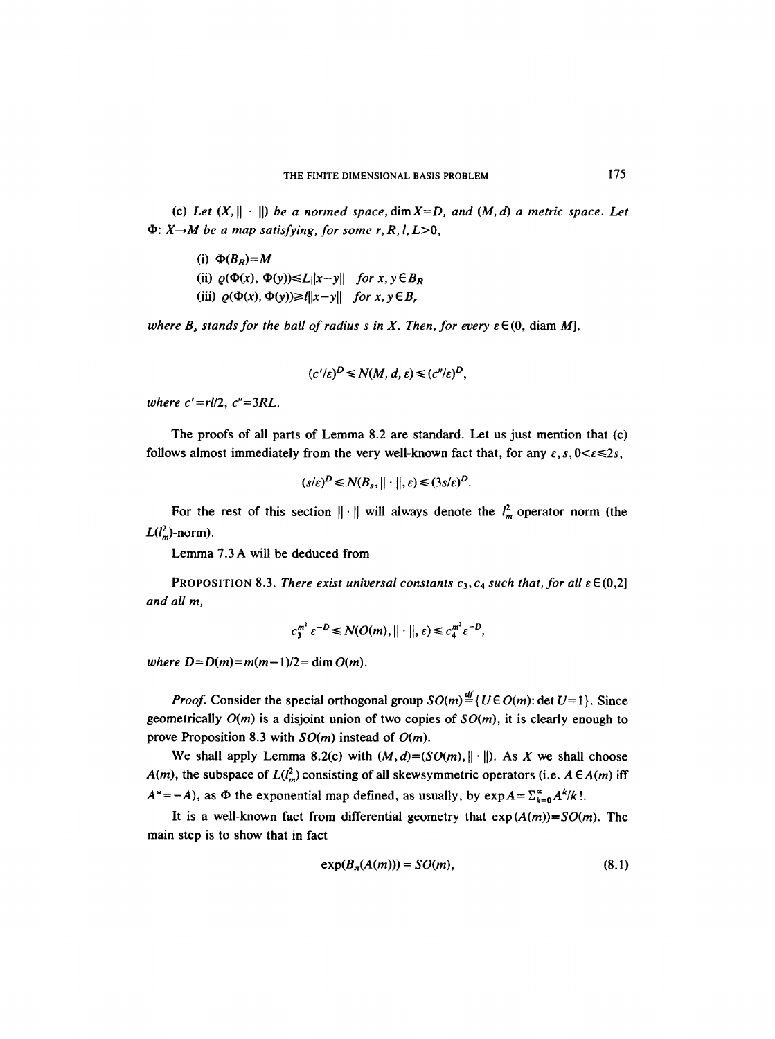(c) *Let* $(X, \|\cdot\|)$ *be a normed space,* $\dim X = D$*, and* $(M, d)$ *a metric space. Let* $\Phi: X \to M$ *be a map satisfying, for some* $r, R, l, L > 0$*,*

> (i) $\Phi(B_R) = M$
>
> (ii) $\varrho(\Phi(x), \Phi(y)) \leq L\|x-y\|$ *for* $x, y \in B_R$
>
> (iii) $\varrho(\Phi(x), \Phi(y)) \geq l\|x-y\|$ *for* $x, y \in B_r$

*where* $B_s$ *stands for the ball of radius* $s$ *in* $X$*. Then, for every* $\varepsilon \in (0, \operatorname{diam} M]$*,*

$$(c'/\varepsilon)^D \leq N(M, d, \varepsilon) \leq (c''/\varepsilon)^D,$$

*where* $c' = rl/2$*,* $c'' = 3RL$*.*

The proofs of all parts of Lemma 8.2 are standard. Let us just mention that (c) follows almost immediately from the very well-known fact that, for any $\varepsilon, s, 0 < \varepsilon \leq 2s$,

$$(s/\varepsilon)^D \leq N(B_s, \|\cdot\|, \varepsilon) \leq (3s/\varepsilon)^D.$$

For the rest of this section $\|\cdot\|$ will always denote the $l_m^2$ operator norm (the $L(l_m^2)$-norm).

Lemma 7.3 A will be deduced from

PROPOSITION 8.3. *There exist universal constants* $c_3, c_4$ *such that, for all* $\varepsilon \in (0, 2]$ *and all* $m$*,*

$$c_3^{m^2} \varepsilon^{-D} \leq N(O(m), \|\cdot\|, \varepsilon) \leq c_4^{m^2} \varepsilon^{-D},$$

*where* $D = D(m) = m(m-1)/2 = \dim O(m)$*.*

*Proof.* Consider the special orthogonal group $SO(m) \stackrel{df}{=} \{U \in O(m): \det U = 1\}$. Since geometrically $O(m)$ is a disjoint union of two copies of $SO(m)$, it is clearly enough to prove Proposition 8.3 with $SO(m)$ instead of $O(m)$.

We shall apply Lemma 8.2(c) with $(M, d) = (SO(m), \|\cdot\|)$. As $X$ we shall choose $A(m)$, the subspace of $L(l_m^2)$ consisting of all skewsymmetric operators (i.e. $A \in A(m)$ iff $A^* = -A$), as $\Phi$ the exponential map defined, as usually, by $\exp A = \sum_{k=0}^{\infty} A^k/k!$.

It is a well-known fact from differential geometry that $\exp(A(m)) = SO(m)$. The main step is to show that in fact

$$\exp(B_\pi(A(m))) = SO(m), \tag{8.1}$$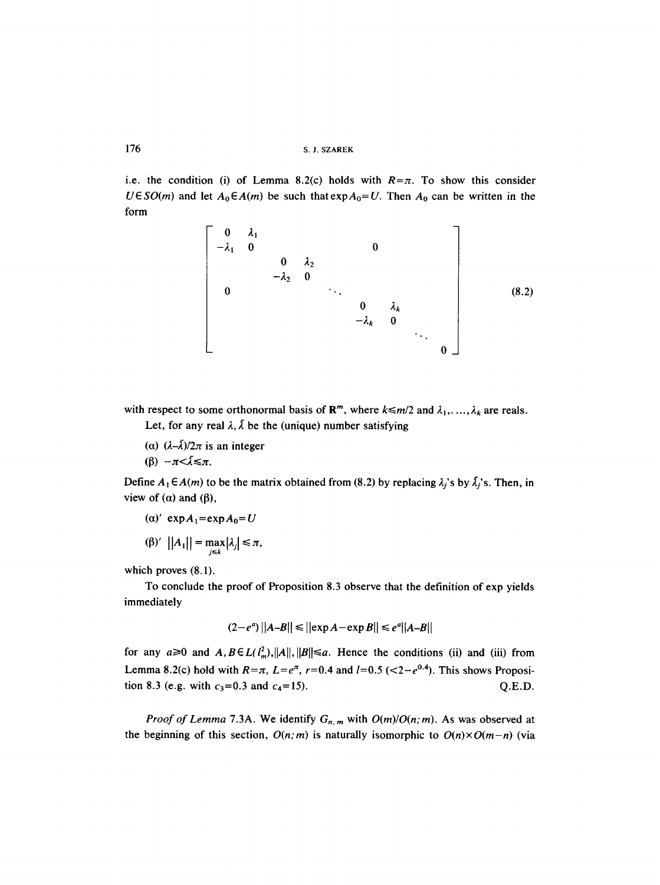i.e. the condition (i) of Lemma 8.2(c) holds with $R=\pi$. To show this consider $U \in SO(m)$ and let $A_0 \in A(m)$ be such that $\exp A_0 = U$. Then $A_0$ can be written in the form

$$\begin{bmatrix} 0 & \lambda_1 & & & & & & & \\ -\lambda_1 & 0 & & & & & 0 & & \\ & & 0 & \lambda_2 & & & & & \\ & & -\lambda_2 & 0 & & & & & \\ 0 & & & & \ddots & & & & \\ & & & & & 0 & \lambda_k & & \\ & & & & & -\lambda_k & 0 & & \\ & & & & & & & \ddots & \\ & & & & & & & & 0 \end{bmatrix} \tag{8.2}$$

with respect to some orthonormal basis of $\mathbf{R}^m$, where $k \leq m/2$ and $\lambda_1, \ldots, \lambda_k$ are reals.

Let, for any real $\lambda$, $\bar{\lambda}$ be the (unique) number satisfying

(α) $(\lambda - \bar{\lambda})/2\pi$ is an integer

(β) $-\pi < \bar{\lambda} \leq \pi$.

Define $A_1 \in A(m)$ to be the matrix obtained from (8.2) by replacing $\lambda_j$'s by $\bar{\lambda}_j$'s. Then, in view of (α) and (β),

(α)′ $\exp A_1 = \exp A_0 = U$

(β)′ $\|A_1\| = \max_{j \leq k} |\bar{\lambda}_j| \leq \pi$,

which proves (8.1).

To conclude the proof of Proposition 8.3 observe that the definition of exp yields immediately

$$(2 - e^a)\|A - B\| \leq \|\exp A - \exp B\| \leq e^a \|A - B\|$$

for any $a \geq 0$ and $A, B \in L(l_m^2), \|A\|, \|B\| \leq a$. Hence the conditions (ii) and (iii) from Lemma 8.2(c) hold with $R = \pi$, $L = e^\pi$, $r = 0.4$ and $l = 0.5$ $(< 2 - e^{0.4})$. This shows Proposition 8.3 (e.g. with $c_3 = 0.3$ and $c_4 = 15$). Q.E.D.

*Proof of Lemma* 7.3A. We identify $G_{n,m}$ with $O(m)/O(n;m)$. As was observed at the beginning of this section, $O(n;m)$ is naturally isomorphic to $O(n) \times O(m-n)$ (via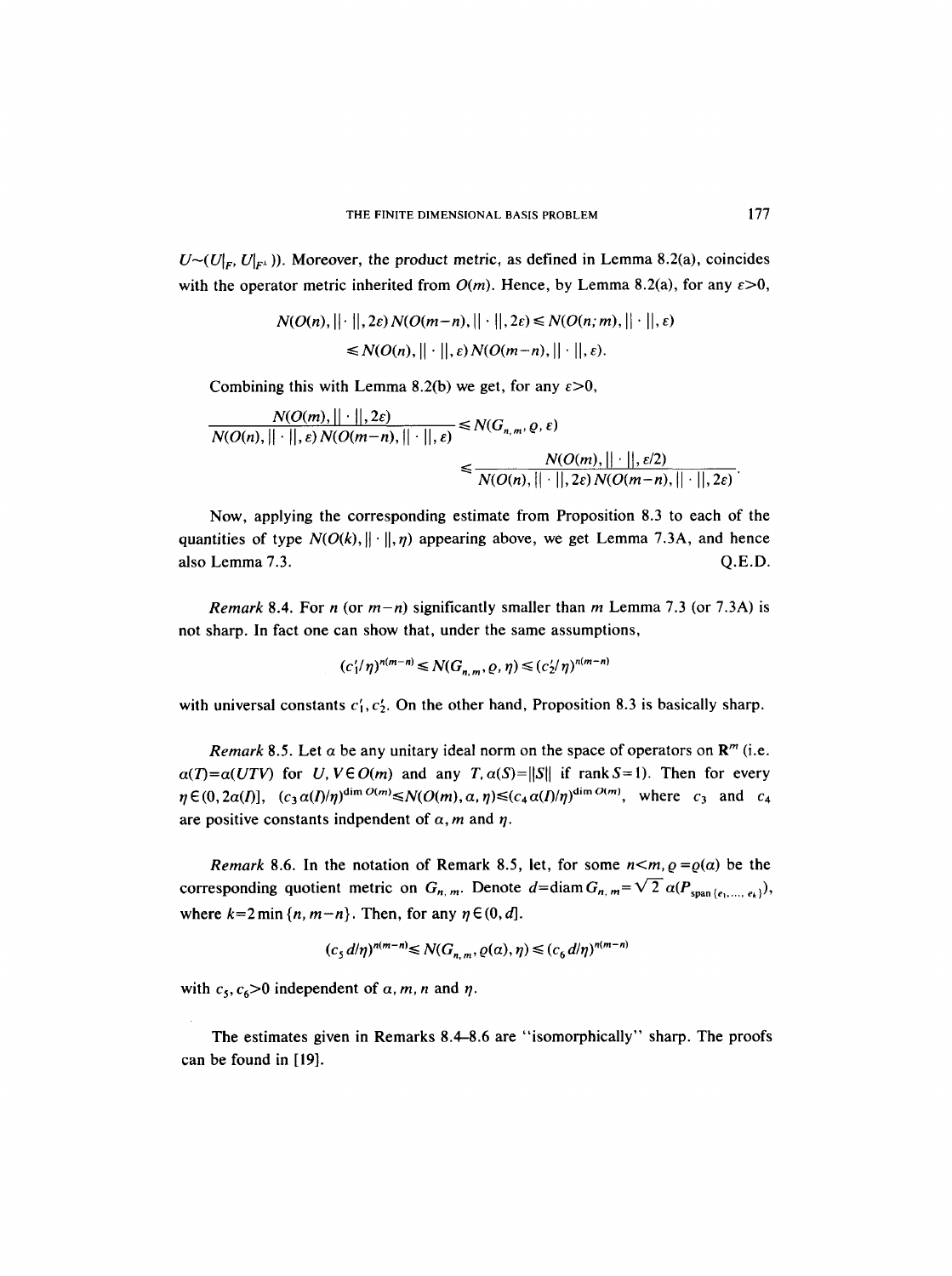$U \sim (U|_F, U|_{F^\perp})$). Moreover, the product metric, as defined in Lemma 8.2(a), coincides with the operator metric inherited from $O(m)$. Hence, by Lemma 8.2(a), for any $\varepsilon>0$,

$$N(O(n), \|\cdot\|, 2\varepsilon)\, N(O(m-n), \|\cdot\|, 2\varepsilon) \leq N(O(n;m), \|\cdot\|, \varepsilon)$$
$$\leq N(O(n), \|\cdot\|, \varepsilon)\, N(O(m-n), \|\cdot\|, \varepsilon).$$

Combining this with Lemma 8.2(b) we get, for any $\varepsilon>0$,

$$\frac{N(O(m), \|\cdot\|, 2\varepsilon)}{N(O(n), \|\cdot\|, \varepsilon)\, N(O(m-n), \|\cdot\|, \varepsilon)} \leq N(G_{n,m}, \varrho, \varepsilon)$$
$$\leq \frac{N(O(m), \|\cdot\|, \varepsilon/2)}{N(O(n), \|\cdot\|, 2\varepsilon)\, N(O(m-n), \|\cdot\|, 2\varepsilon)}.$$

Now, applying the corresponding estimate from Proposition 8.3 to each of the quantities of type $N(O(k), \|\cdot\|, \eta)$ appearing above, we get Lemma 7.3A, and hence also Lemma 7.3. Q.E.D.

*Remark* 8.4. For $n$ (or $m-n$) significantly smaller than $m$ Lemma 7.3 (or 7.3A) is not sharp. In fact one can show that, under the same assumptions,

$$(c_1'/\eta)^{n(m-n)} \leq N(G_{n,m}, \varrho, \eta) \leq (c_2'/\eta)^{n(m-n)}$$

with universal constants $c_1', c_2'$. On the other hand, Proposition 8.3 is basically sharp.

*Remark* 8.5. Let $\alpha$ be any unitary ideal norm on the space of operators on $\mathbf{R}^m$ (i.e. $\alpha(T)=\alpha(UTV)$ for $U, V \in O(m)$ and any $T, \alpha(S)=\|S\|$ if $\operatorname{rank} S=1$). Then for every $\eta \in (0, 2\alpha(I)]$, $(c_3\alpha(I)/\eta)^{\dim O(m)} \leq N(O(m), \alpha, \eta) \leq (c_4\alpha(I)/\eta)^{\dim O(m)}$, where $c_3$ and $c_4$ are positive constants indpendent of $\alpha, m$ and $\eta$.

*Remark* 8.6. In the notation of Remark 8.5, let, for some $n<m, \varrho=\varrho(\alpha)$ be the corresponding quotient metric on $G_{n,m}$. Denote $d=\operatorname{diam} G_{n,m}=\sqrt{2}\,\alpha(P_{\operatorname{span}\{e_1,\ldots,e_k\}})$, where $k=2\min\{n, m-n\}$. Then, for any $\eta \in (0, d]$.

$$(c_5 d/\eta)^{n(m-n)} \leq N(G_{n,m}, \varrho(\alpha), \eta) \leq (c_6 d/\eta)^{n(m-n)}$$

with $c_5, c_6>0$ independent of $\alpha, m, n$ and $\eta$.

The estimates given in Remarks 8.4–8.6 are "isomorphically" sharp. The proofs can be found in [19].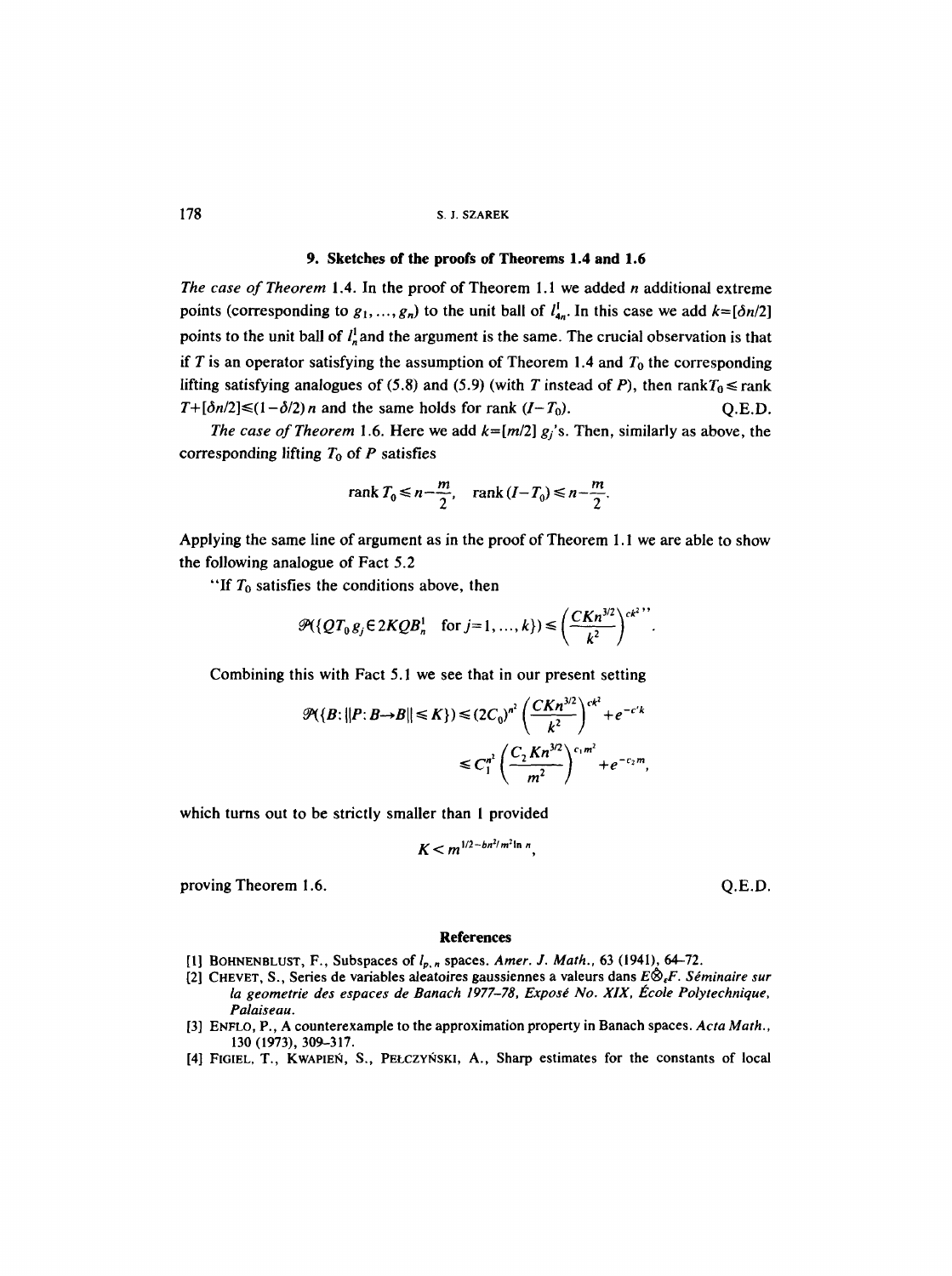## 9. Sketches of the proofs of Theorems 1.4 and 1.6

*The case of Theorem* 1.4. In the proof of Theorem 1.1 we added $n$ additional extreme points (corresponding to $g_1, \dots, g_n$) to the unit ball of $l^1_{4n}$. In this case we add $k=[\delta n/2]$ points to the unit ball of $l^1_n$ and the argument is the same. The crucial observation is that if $T$ is an operator satisfying the assumption of Theorem 1.4 and $T_0$ the corresponding lifting satisfying analogues of (5.8) and (5.9) (with $T$ instead of $P$), then $\operatorname{rank} T_0 \le \operatorname{rank} T + [\delta n/2] \le (1-\delta/2)\, n$ and the same holds for rank $(I-T_0)$. Q.E.D.

*The case of Theorem* 1.6. Here we add $k=[m/2]$ $g_j$'s. Then, similarly as above, the corresponding lifting $T_0$ of $P$ satisfies

$$\operatorname{rank} T_0 \le n - \frac{m}{2}, \quad \operatorname{rank}(I-T_0) \le n - \frac{m}{2}.$$

Applying the same line of argument as in the proof of Theorem 1.1 we are able to show the following analogue of Fact 5.2

"If $T_0$ satisfies the conditions above, then

$$\mathcal{P}(\{QT_0 g_j \in 2KQB^1_n \quad \text{for } j=1, \dots, k\}) \le \left(\frac{CKn^{3/2}}{k^2}\right)^{ck^2}\text{"}.$$

Combining this with Fact 5.1 we see that in our present setting

$$\mathcal{P}(\{B: \|P: B \to B\| \le K\}) \le (2C_0)^{n^2} \left(\frac{CKn^{3/2}}{k^2}\right)^{ck^2} + e^{-c'k}$$

$$\le C_1^{n^2} \left(\frac{C_2 Kn^{3/2}}{m^2}\right)^{c_1 m^2} + e^{-c_2 m},$$

which turns out to be strictly smaller than 1 provided

$$K < m^{1/2 - bn^2/m^2 \ln n},$$

proving Theorem 1.6. Q.E.D.

## References

[1] BOHNENBLUST, F., Subspaces of $l_{p,n}$ spaces. *Amer. J. Math.*, 63 (1941), 64–72.

[2] CHEVET, S., Series de variables aleatoires gaussiennes a valeurs dans $E\hat{\otimes}_\varepsilon F$. *Séminaire sur la geometrie des espaces de Banach 1977–78, Exposé No. XIX, École Polytechnique, Palaiseau.*

[3] ENFLO, P., A counterexample to the approximation property in Banach spaces. *Acta Math.*, 130 (1973), 309–317.

[4] FIGIEL, T., KWAPIEŃ, S., PEŁCZYŃSKI, A., Sharp estimates for the constants of local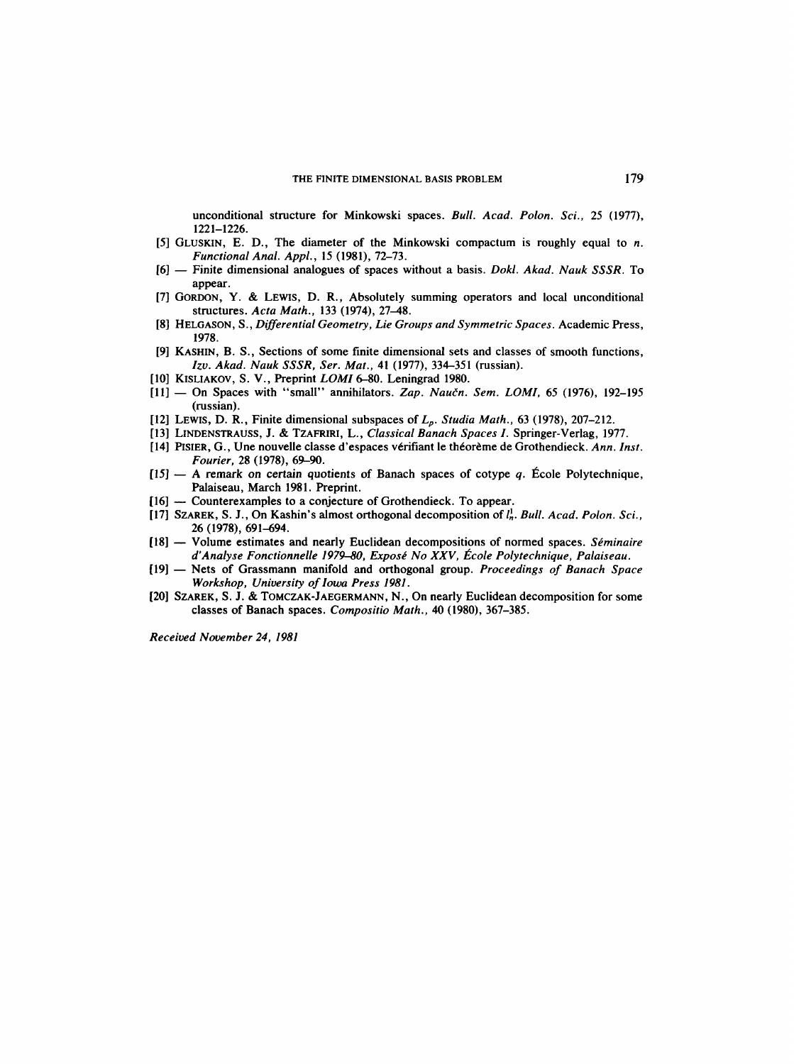unconditional structure for Minkowski spaces. *Bull. Acad. Polon. Sci.*, 25 (1977), 1221–1226.

[5] GLUSKIN, E. D., The diameter of the Minkowski compactum is roughly equal to $n$. *Functional Anal. Appl.*, 15 (1981), 72–73.

[6] — Finite dimensional analogues of spaces without a basis. *Dokl. Akad. Nauk SSSR.* To appear.

[7] GORDON, Y. & LEWIS, D. R., Absolutely summing operators and local unconditional structures. *Acta Math.*, 133 (1974), 27–48.

[8] HELGASON, S., *Differential Geometry, Lie Groups and Symmetric Spaces.* Academic Press, 1978.

[9] KASHIN, B. S., Sections of some finite dimensional sets and classes of smooth functions, *Izv. Akad. Nauk SSSR, Ser. Mat.*, 41 (1977), 334–351 (russian).

[10] KISLIAKOV, S. V., Preprint *LOMI* 6–80. Leningrad 1980.

[11] — On Spaces with "small" annihilators. *Zap. Naučn. Sem. LOMI*, 65 (1976), 192–195 (russian).

[12] LEWIS, D. R., Finite dimensional subspaces of $L_p$. *Studia Math.*, 63 (1978), 207–212.

[13] LINDENSTRAUSS, J. & TZAFRIRI, L., *Classical Banach Spaces I.* Springer-Verlag, 1977.

[14] PISIER, G., Une nouvelle classe d'espaces vérifiant le théorème de Grothendieck. *Ann. Inst. Fourier*, 28 (1978), 69–90.

[15] — A remark on certain quotients of Banach spaces of cotype $q$. École Polytechnique, Palaiseau, March 1981. Preprint.

[16] — Counterexamples to a conjecture of Grothendieck. To appear.

[17] SZAREK, S. J., On Kashin's almost orthogonal decomposition of $l_n^1$. *Bull. Acad. Polon. Sci.*, 26 (1978), 691–694.

[18] — Volume estimates and nearly Euclidean decompositions of normed spaces. *Séminaire d'Analyse Fonctionnelle 1979–80, Exposé No XXV, École Polytechnique, Palaiseau.*

[19] — Nets of Grassmann manifold and orthogonal group. *Proceedings of Banach Space Workshop, University of Iowa Press 1981.*

[20] SZAREK, S. J. & TOMCZAK-JAEGERMANN, N., On nearly Euclidean decomposition for some classes of Banach spaces. *Compositio Math.*, 40 (1980), 367–385.

*Received November 24, 1981*